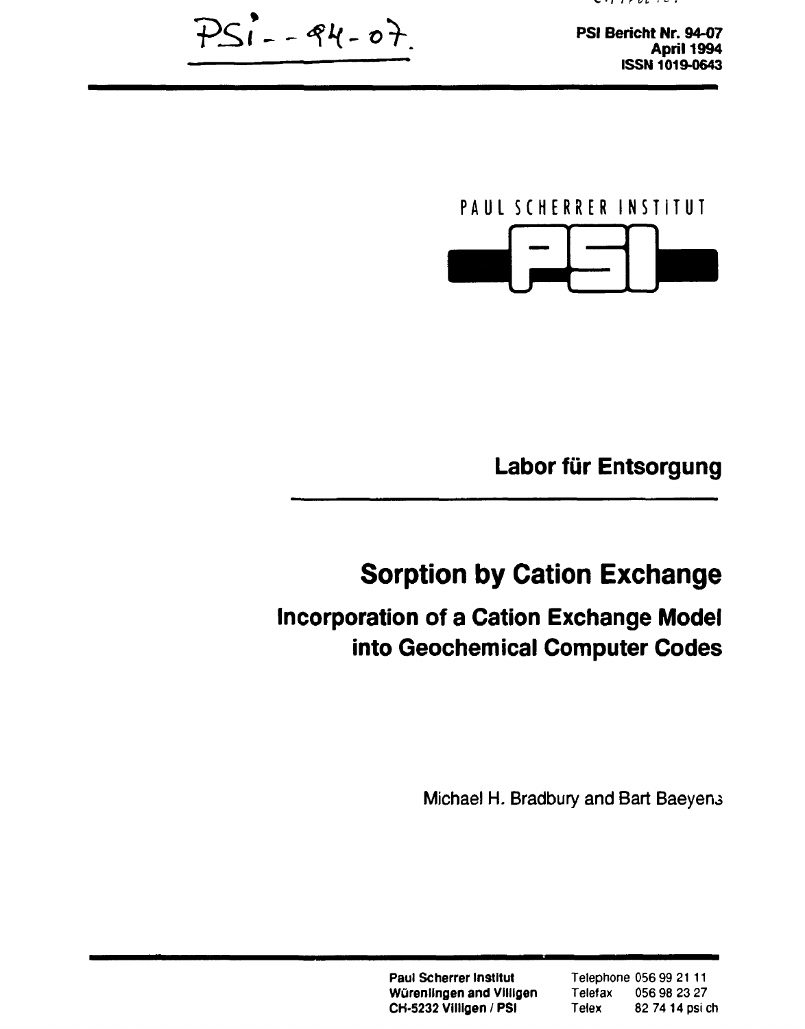PSI--94-07.

**PSI Bericht Nr. 94-07**
**April 1994**
**ISSN 1019-0643**

PAUL SCHERRER INSTITUT

PSI

**Labor für Entsorgung**

# Sorption by Cation Exchange

## Incorporation of a Cation Exchange Model into Geochemical Computer Codes

Michael H. Bradbury and Bart Baeyens

**Paul Scherrer Institut**
**Würenlingen and Villigen**
**CH-5232 Villigen / PSI**

Telephone 056 99 21 11
Telefax 056 98 23 27
Telex 82 74 14 psi ch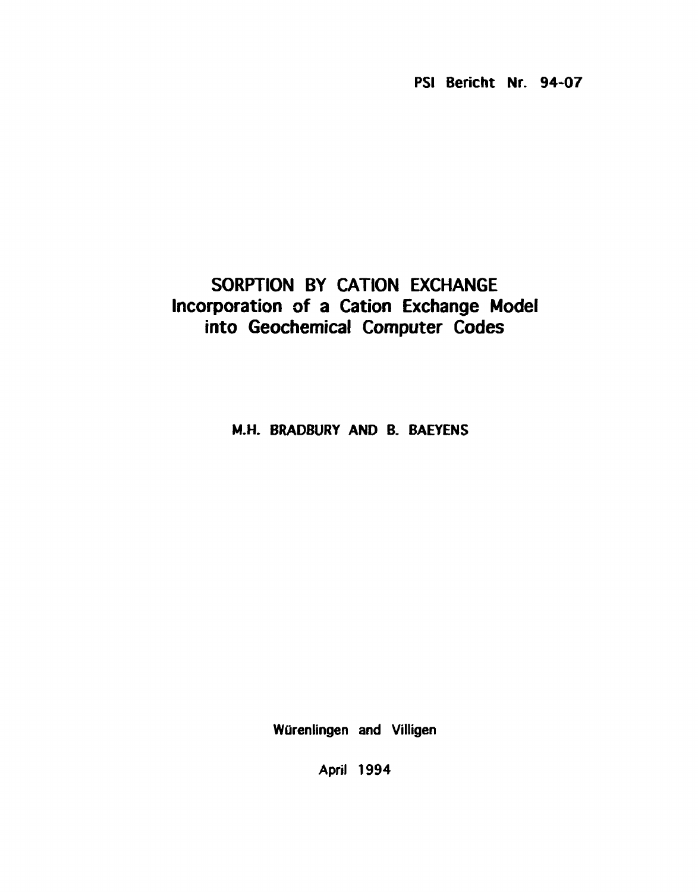PSI Bericht Nr. 94-07

# SORPTION BY CATION EXCHANGE
## Incorporation of a Cation Exchange Model into Geochemical Computer Codes

**M.H. BRADBURY AND B. BAEYENS**

Würenlingen and Villigen

April 1994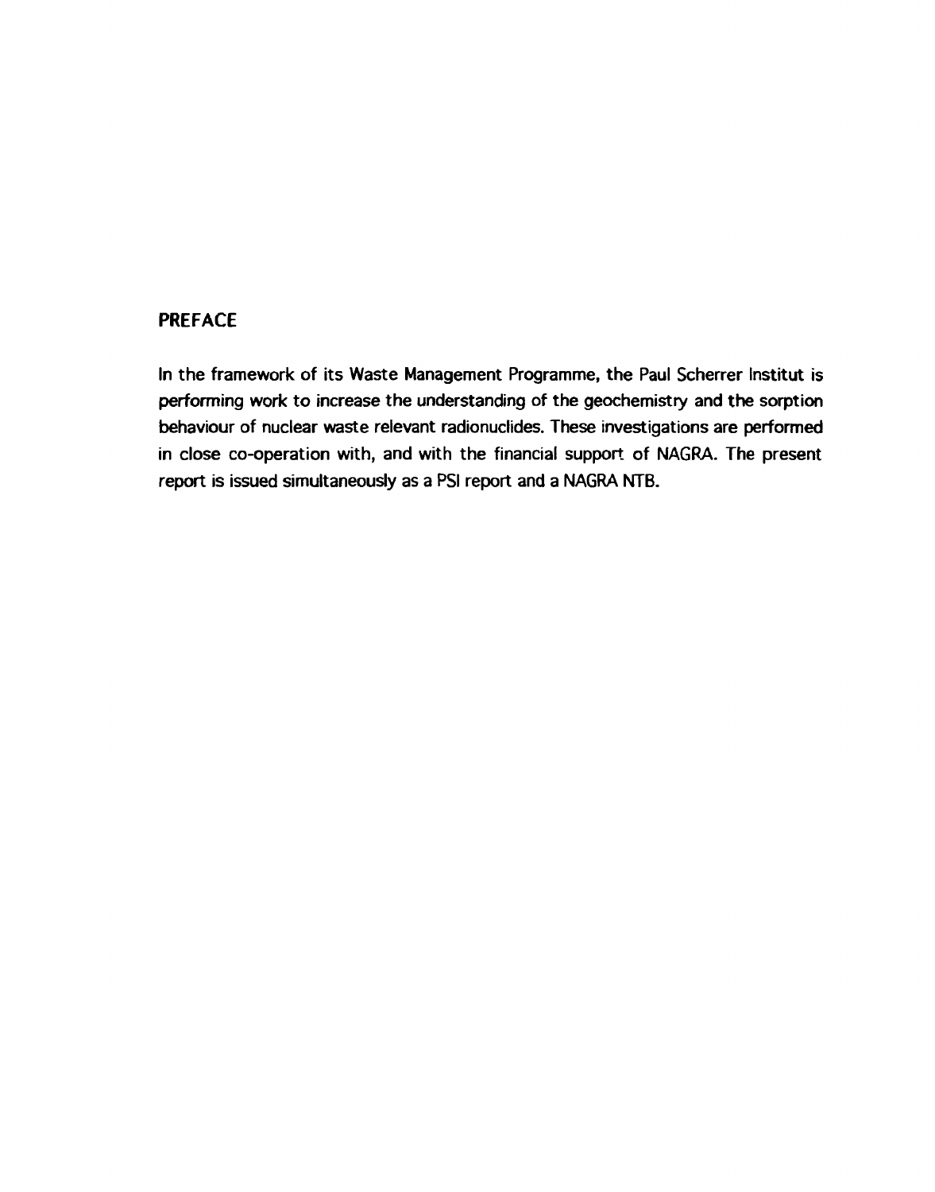## PREFACE

In the framework of its Waste Management Programme, the Paul Scherrer Institut is performing work to increase the understanding of the geochemistry and the sorption behaviour of nuclear waste relevant radionuclides. These investigations are performed in close co-operation with, and with the financial support of NAGRA. The present report is issued simultaneously as a PSI report and a NAGRA NTB.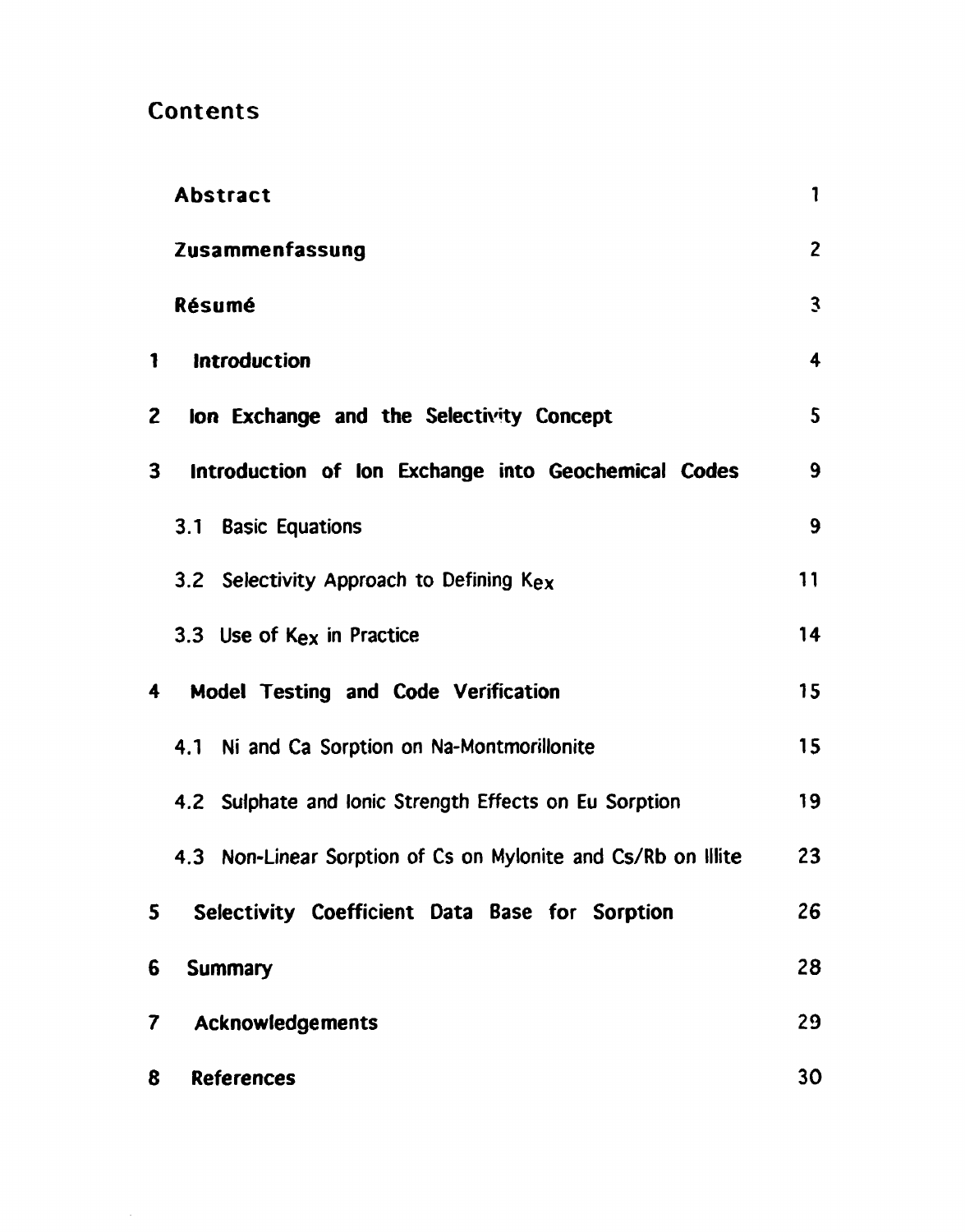# Contents

| | | |
|---|---|---|
| | **Abstract** | 1 |
| | **Zusammenfassung** | 2 |
| | **Résumé** | 3 |
| **1** | **Introduction** | 4 |
| **2** | **Ion Exchange and the Selectivity Concept** | 5 |
| **3** | **Introduction of Ion Exchange into Geochemical Codes** | 9 |
| | 3.1 Basic Equations | 9 |
| | 3.2 Selectivity Approach to Defining $K_{ex}$ | 11 |
| | 3.3 Use of $K_{ex}$ in Practice | 14 |
| **4** | **Model Testing and Code Verification** | 15 |
| | 4.1 Ni and Ca Sorption on Na-Montmorillonite | 15 |
| | 4.2 Sulphate and Ionic Strength Effects on Eu Sorption | 19 |
| | 4.3 Non-Linear Sorption of Cs on Mylonite and Cs/Rb on Illite | 23 |
| **5** | **Selectivity Coefficient Data Base for Sorption** | 26 |
| **6** | **Summary** | 28 |
| **7** | **Acknowledgements** | 29 |
| **8** | **References** | 30 |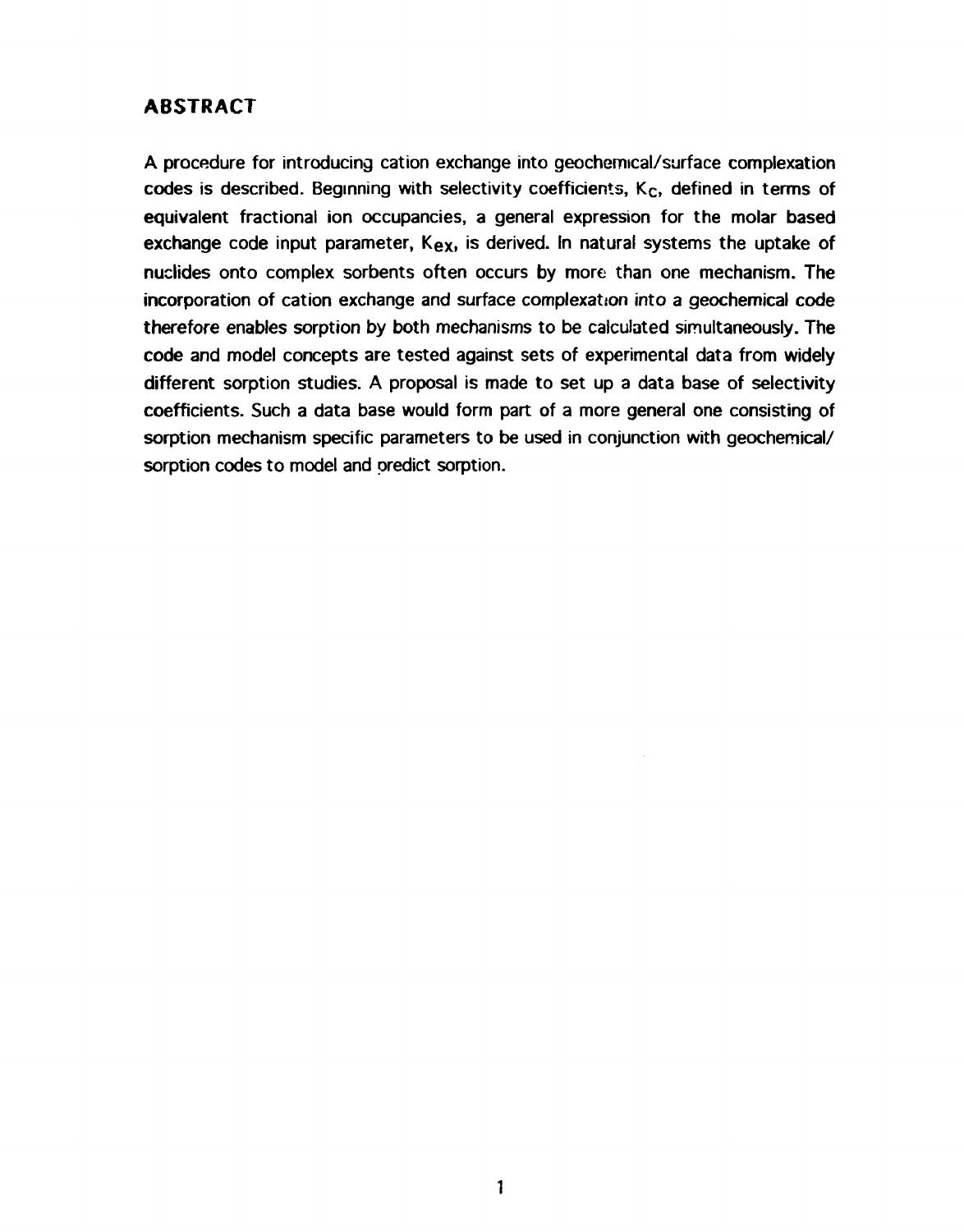## ABSTRACT

A procedure for introducing cation exchange into geochemical/surface complexation codes is described. Beginning with selectivity coefficients, $K_C$, defined in terms of equivalent fractional ion occupancies, a general expression for the molar based exchange code input parameter, $K_{ex}$, is derived. In natural systems the uptake of nuclides onto complex sorbents often occurs by more than one mechanism. The incorporation of cation exchange and surface complexation into a geochemical code therefore enables sorption by both mechanisms to be calculated simultaneously. The code and model concepts are tested against sets of experimental data from widely different sorption studies. A proposal is made to set up a data base of selectivity coefficients. Such a data base would form part of a more general one consisting of sorption mechanism specific parameters to be used in conjunction with geochemical/ sorption codes to model and predict sorption.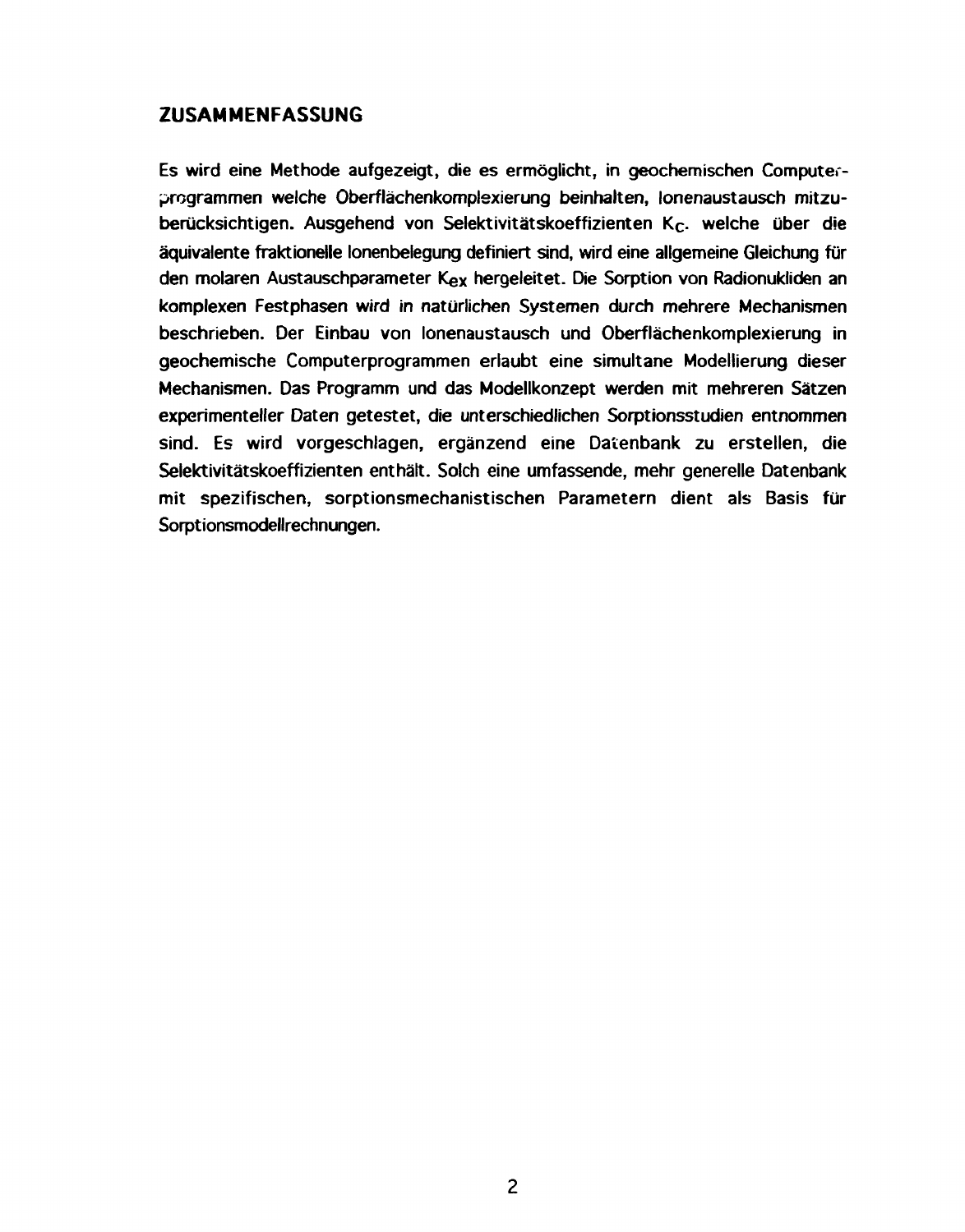## ZUSAMMENFASSUNG

Es wird eine Methode aufgezeigt, die es ermöglicht, in geochemischen Computerprogrammen welche Oberflächenkomplexierung beinhalten, Ionenaustausch mitzuberücksichtigen. Ausgehend von Selektivitätskoeffizienten $K_C$. welche über die äquivalente fraktionelle Ionenbelegung definiert sind, wird eine allgemeine Gleichung für den molaren Austauschparameter $K_{ex}$ hergeleitet. Die Sorption von Radionukliden an komplexen Festphasen wird in natürlichen Systemen durch mehrere Mechanismen beschrieben. Der Einbau von Ionenaustausch und Oberflächenkomplexierung in geochemische Computerprogrammen erlaubt eine simultane Modellierung dieser Mechanismen. Das Programm und das Modellkonzept werden mit mehreren Sätzen experimenteller Daten getestet, die unterschiedlichen Sorptionsstudien entnommen sind. Es wird vorgeschlagen, ergänzend eine Datenbank zu erstellen, die Selektivitätskoeffizienten enthält. Solch eine umfassende, mehr generelle Datenbank mit spezifischen, sorptionsmechanistischen Parametern dient als Basis für Sorptionsmodellrechnungen.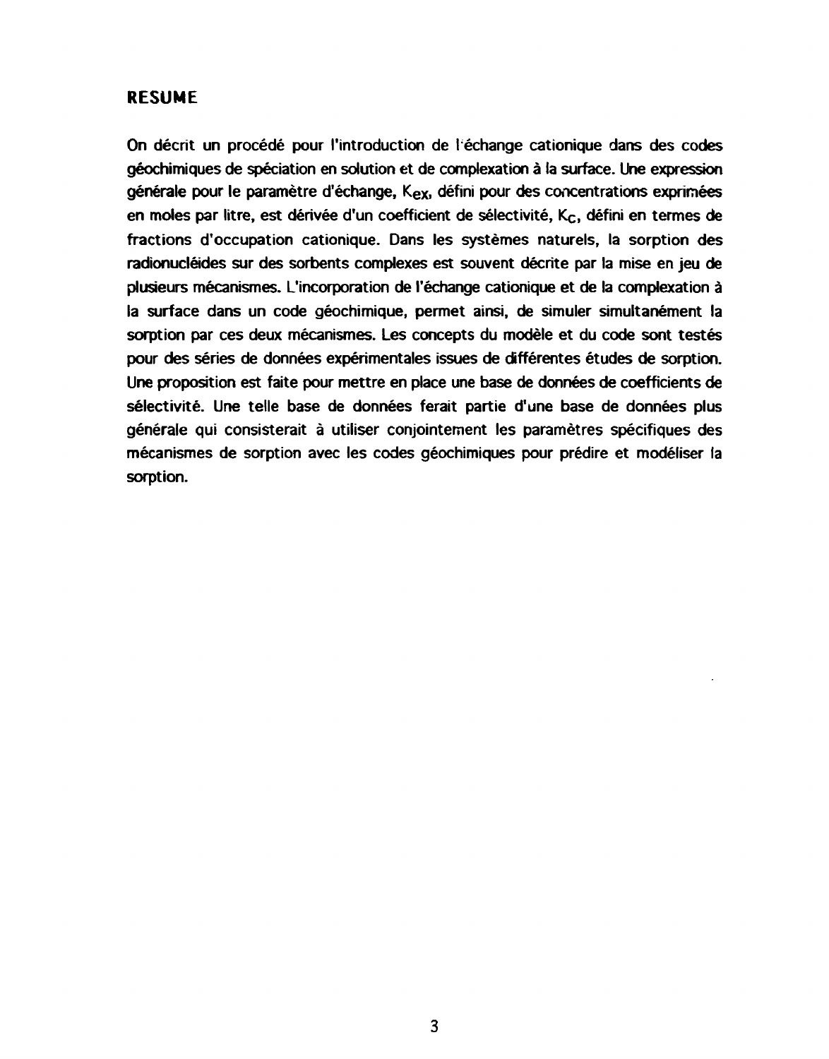## RESUME

On décrit un procédé pour l'introduction de l'échange cationique dans des codes géochimiques de spéciation en solution et de complexation à la surface. Une expression générale pour le paramètre d'échange, $K_{ex}$, défini pour des concentrations exprimées en moles par litre, est dérivée d'un coefficient de sélectivité, $K_C$, défini en termes de fractions d'occupation cationique. Dans les systèmes naturels, la sorption des radionucléides sur des sorbents complexes est souvent décrite par la mise en jeu de plusieurs mécanismes. L'incorporation de l'échange cationique et de la complexation à la surface dans un code géochimique, permet ainsi, de simuler simultanément la sorption par ces deux mécanismes. Les concepts du modèle et du code sont testés pour des séries de données expérimentales issues de différentes études de sorption. Une proposition est faite pour mettre en place une base de données de coefficients de sélectivité. Une telle base de données ferait partie d'une base de données plus générale qui consisterait à utiliser conjointement les paramètres spécifiques des mécanismes de sorption avec les codes géochimiques pour prédire et modéliser la sorption.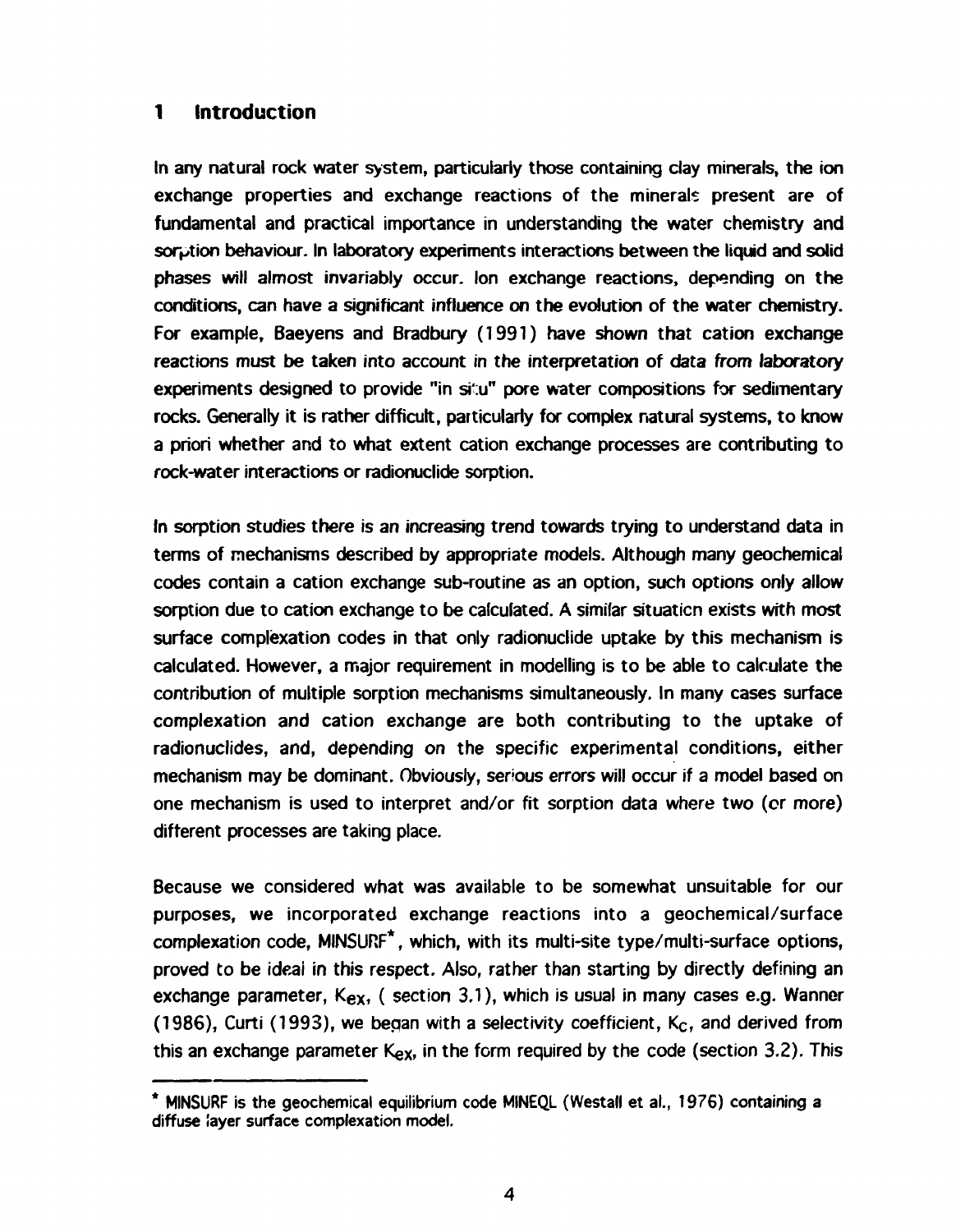# 1 Introduction

In any natural rock water system, particularly those containing clay minerals, the ion exchange properties and exchange reactions of the minerals present are of fundamental and practical importance in understanding the water chemistry and sorption behaviour. In laboratory experiments interactions between the liquid and solid phases will almost invariably occur. Ion exchange reactions, depending on the conditions, can have a significant influence on the evolution of the water chemistry. For example, Baeyens and Bradbury (1991) have shown that cation exchange reactions must be taken into account in the interpretation of data from laboratory experiments designed to provide "in situ" pore water compositions for sedimentary rocks. Generally it is rather difficult, particularly for complex natural systems, to know a priori whether and to what extent cation exchange processes are contributing to rock-water interactions or radionuclide sorption.

In sorption studies there is an increasing trend towards trying to understand data in terms of mechanisms described by appropriate models. Although many geochemical codes contain a cation exchange sub-routine as an option, such options only allow sorption due to cation exchange to be calculated. A similar situation exists with most surface complexation codes in that only radionuclide uptake by this mechanism is calculated. However, a major requirement in modelling is to be able to calculate the contribution of multiple sorption mechanisms simultaneously. In many cases surface complexation and cation exchange are both contributing to the uptake of radionuclides, and, depending on the specific experimental conditions, either mechanism may be dominant. Obviously, serious errors will occur if a model based on one mechanism is used to interpret and/or fit sorption data where two (or more) different processes are taking place.

Because we considered what was available to be somewhat unsuitable for our purposes, we incorporated exchange reactions into a geochemical/surface complexation code, MINSURF*, which, with its multi-site type/multi-surface options, proved to be ideal in this respect. Also, rather than starting by directly defining an exchange parameter, $K_{ex}$, ( section 3.1), which is usual in many cases e.g. Wanner (1986), Curti (1993), we began with a selectivity coefficient, $K_c$, and derived from this an exchange parameter $K_{ex}$, in the form required by the code (section 3.2). This

* MINSURF is the geochemical equilibrium code MINEQL (Westall et al., 1976) containing a diffuse layer surface complexation model.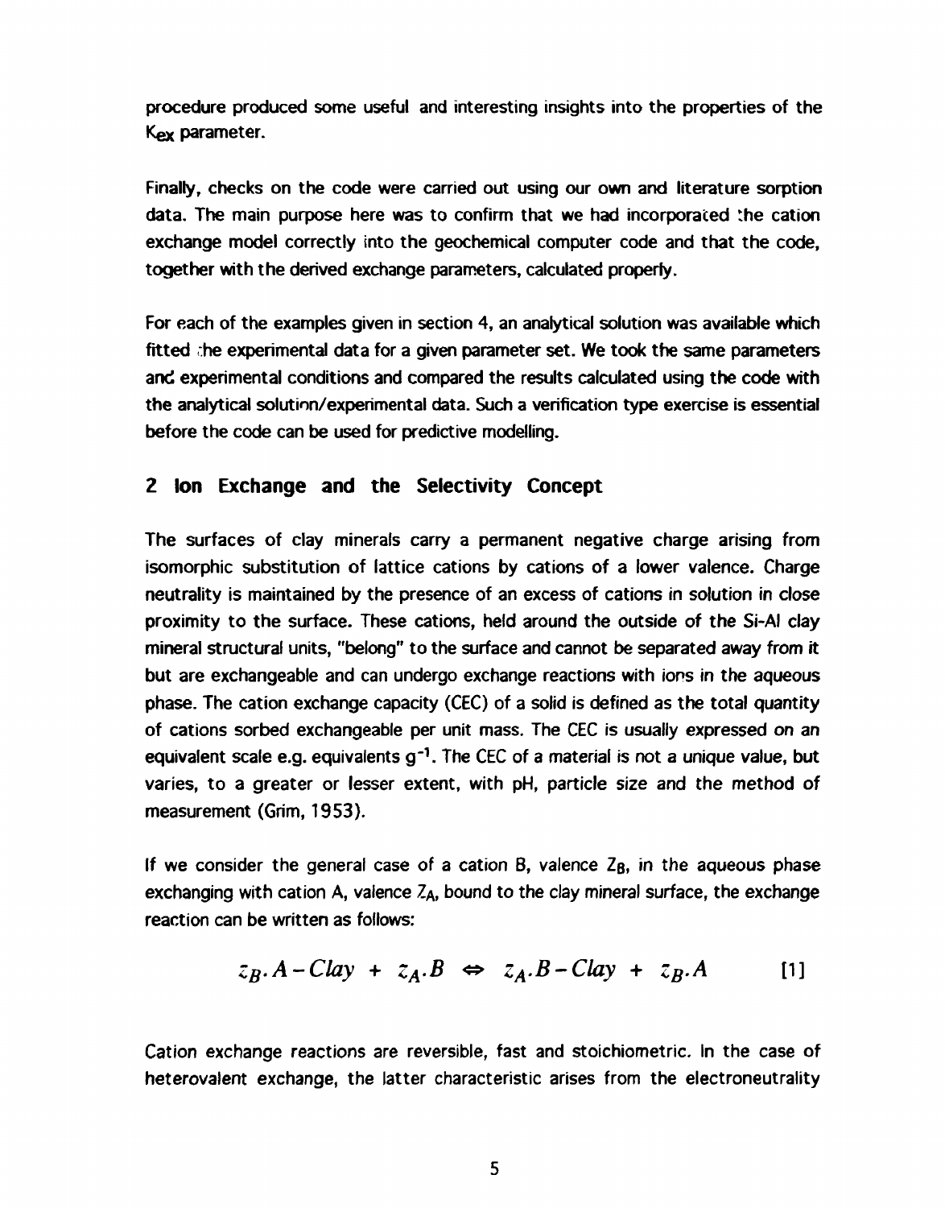procedure produced some useful and interesting insights into the properties of the $K_{ex}$ parameter.

Finally, checks on the code were carried out using our own and literature sorption data. The main purpose here was to confirm that we had incorporated the cation exchange model correctly into the geochemical computer code and that the code, together with the derived exchange parameters, calculated properly.

For each of the examples given in section 4, an analytical solution was available which fitted the experimental data for a given parameter set. We took the same parameters and experimental conditions and compared the results calculated using the code with the analytical solution/experimental data. Such a verification type exercise is essential before the code can be used for predictive modelling.

## 2 Ion Exchange and the Selectivity Concept

The surfaces of clay minerals carry a permanent negative charge arising from isomorphic substitution of lattice cations by cations of a lower valence. Charge neutrality is maintained by the presence of an excess of cations in solution in close proximity to the surface. These cations, held around the outside of the Si-Al clay mineral structural units, "belong" to the surface and cannot be separated away from it but are exchangeable and can undergo exchange reactions with ions in the aqueous phase. The cation exchange capacity (CEC) of a solid is defined as the total quantity of cations sorbed exchangeable per unit mass. The CEC is usually expressed on an equivalent scale e.g. equivalents $g^{-1}$. The CEC of a material is not a unique value, but varies, to a greater or lesser extent, with pH, particle size and the method of measurement (Grim, 1953).

If we consider the general case of a cation B, valence $Z_B$, in the aqueous phase exchanging with cation A, valence $Z_A$, bound to the clay mineral surface, the exchange reaction can be written as follows:

$$z_B . A - Clay \ + \ z_A . B \ \Leftrightarrow \ z_A . B - Clay \ + \ z_B . A \qquad [1]$$

Cation exchange reactions are reversible, fast and stoichiometric. In the case of heterovalent exchange, the latter characteristic arises from the electroneutrality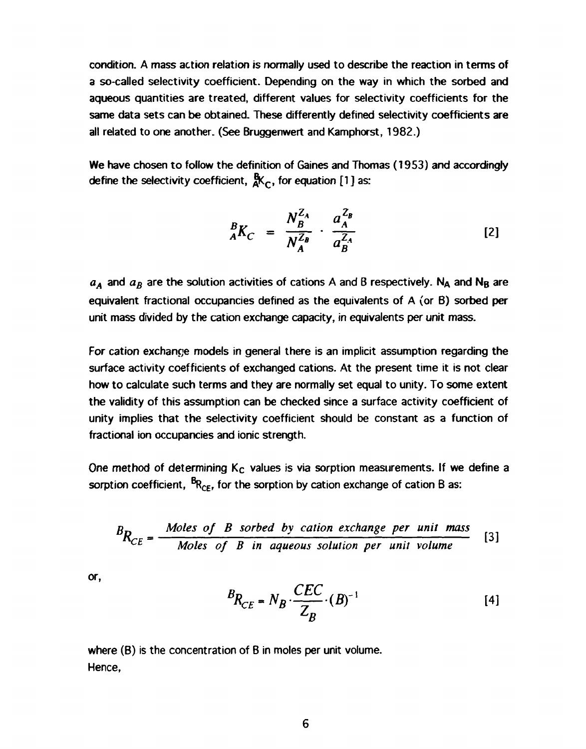condition. A mass action relation is normally used to describe the reaction in terms of a so-called selectivity coefficient. Depending on the way in which the sorbed and aqueous quantities are treated, different values for selectivity coefficients for the same data sets can be obtained. These differently defined selectivity coefficients are all related to one another. (See Bruggenwert and Kamphorst, 1982.)

We have chosen to follow the definition of Gaines and Thomas (1953) and accordingly define the selectivity coefficient, ${}^{B}_{A}K_{C}$, for equation [1] as:

$$ {}^{B}_{A}K_{C} = \frac{N_{B}^{Z_A}}{N_{A}^{Z_B}} \cdot \frac{a_{A}^{Z_B}}{a_{B}^{Z_A}} \qquad [2] $$

$a_A$ and $a_B$ are the solution activities of cations A and B respectively. $N_A$ and $N_B$ are equivalent fractional occupancies defined as the equivalents of A (or B) sorbed per unit mass divided by the cation exchange capacity, in equivalents per unit mass.

For cation exchange models in general there is an implicit assumption regarding the surface activity coefficients of exchanged cations. At the present time it is not clear how to calculate such terms and they are normally set equal to unity. To some extent the validity of this assumption can be checked since a surface activity coefficient of unity implies that the selectivity coefficient should be constant as a function of fractional ion occupancies and ionic strength.

One method of determining $K_C$ values is via sorption measurements. If we define a sorption coefficient, ${}^{B}R_{CE}$, for the sorption by cation exchange of cation B as:

$$ {}^{B}R_{CE} = \frac{\textit{Moles of B sorbed by cation exchange per unit mass}}{\textit{Moles of B in aqueous solution per unit volume}} \qquad [3] $$

or,

$$ {}^{B}R_{CE} = N_B \cdot \frac{CEC}{Z_B} \cdot (B)^{-1} \qquad [4] $$

where (B) is the concentration of B in moles per unit volume.
Hence,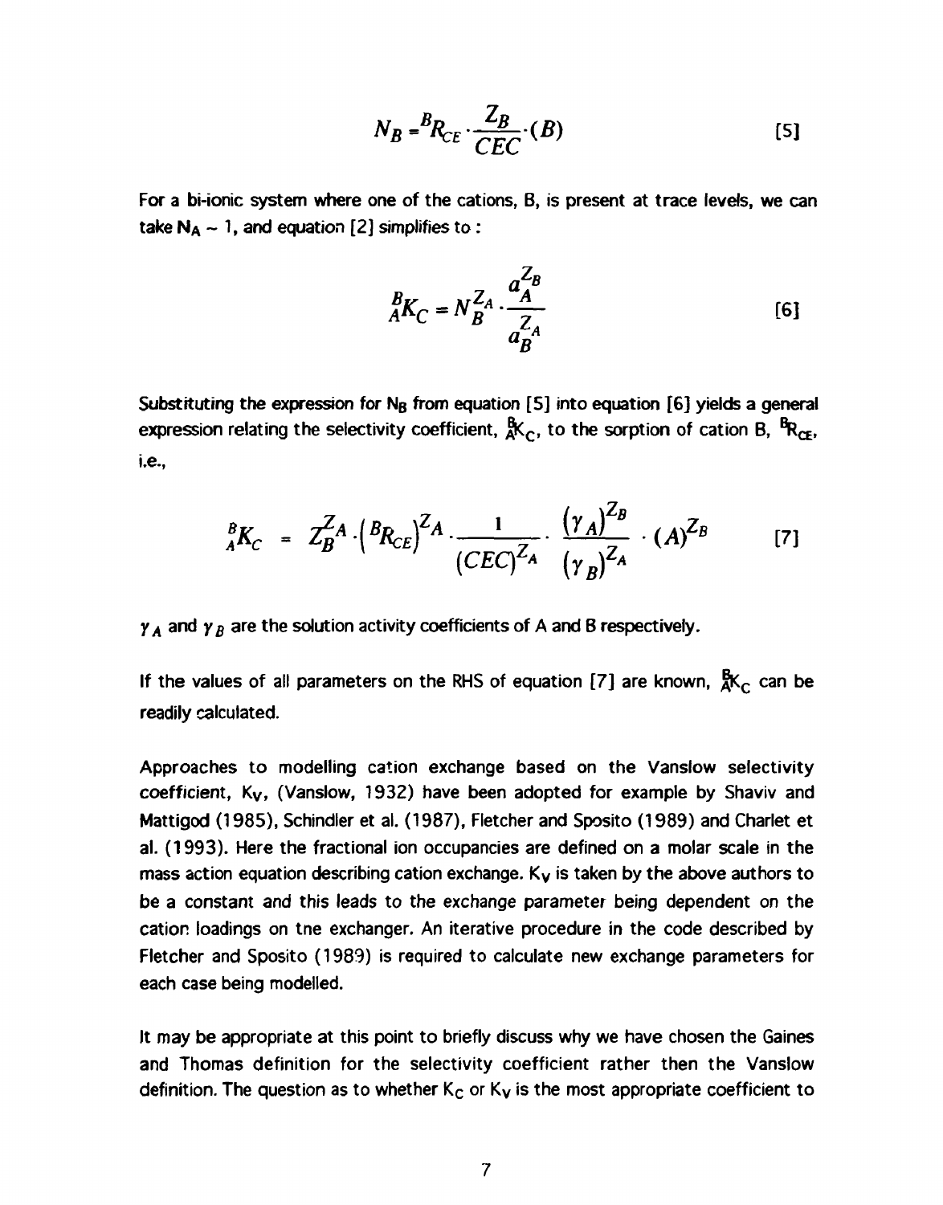$$N_B = {}^{B}R_{CE} \cdot \frac{Z_B}{CEC} \cdot (B) \qquad [5]$$

For a bi-ionic system where one of the cations, B, is present at trace levels, we can take $N_A \sim 1$, and equation [2] simplifies to :

$${}^{B}_{A}K_C = N_B^{Z_A} \cdot \frac{a_A^{Z_B}}{a_B^{Z_A}} \qquad [6]$$

Substituting the expression for $N_B$ from equation [5] into equation [6] yields a general expression relating the selectivity coefficient, ${}^{B}_{A}K_C$, to the sorption of cation B, ${}^{B}R_{CE}$, i.e.,

$${}^{B}_{A}K_C = Z_B^{Z_A} \cdot \left({}^{B}R_{CE}\right)^{Z_A} \cdot \frac{1}{(CEC)^{Z_A}} \cdot \frac{(\gamma_A)^{Z_B}}{(\gamma_B)^{Z_A}} \cdot (A)^{Z_B} \qquad [7]$$

$\gamma_A$ and $\gamma_B$ are the solution activity coefficients of A and B respectively.

If the values of all parameters on the RHS of equation [7] are known, ${}^{B}_{A}K_C$ can be readily calculated.

Approaches to modelling cation exchange based on the Vanslow selectivity coefficient, $K_V$, (Vanslow, 1932) have been adopted for example by Shaviv and Mattigod (1985), Schindler et al. (1987), Fletcher and Sposito (1989) and Charlet et al. (1993). Here the fractional ion occupancies are defined on a molar scale in the mass action equation describing cation exchange. $K_V$ is taken by the above authors to be a constant and this leads to the exchange parameter being dependent on the cation loadings on the exchanger. An iterative procedure in the code described by Fletcher and Sposito (1989) is required to calculate new exchange parameters for each case being modelled.

It may be appropriate at this point to briefly discuss why we have chosen the Gaines and Thomas definition for the selectivity coefficient rather then the Vanslow definition. The question as to whether $K_C$ or $K_V$ is the most appropriate coefficient to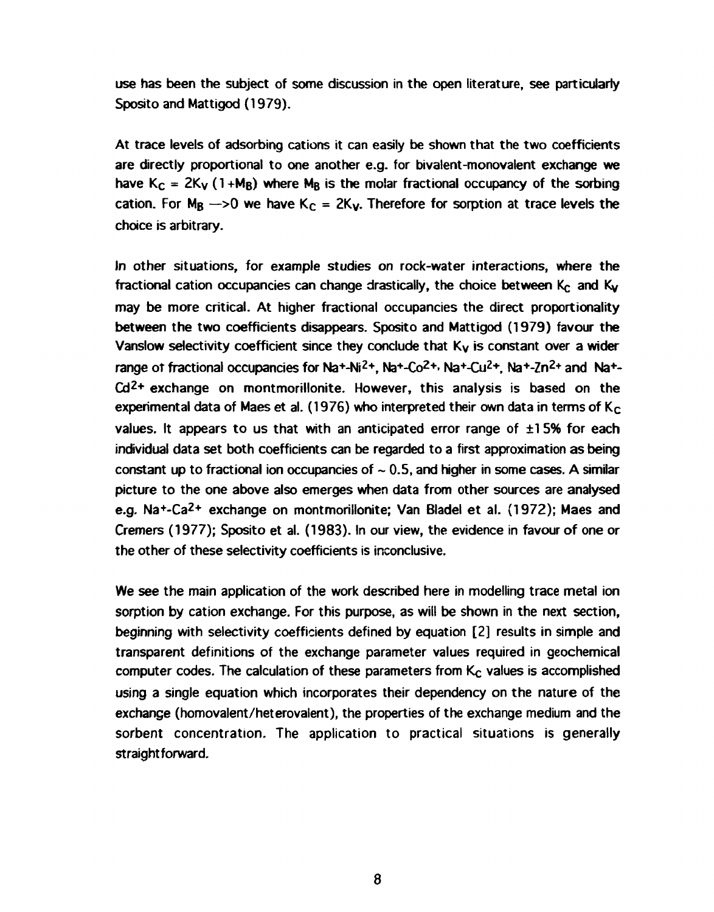use has been the subject of some discussion in the open literature, see particularly Sposito and Mattigod (1979).

At trace levels of adsorbing cations it can easily be shown that the two coefficients are directly proportional to one another e.g. for bivalent-monovalent exchange we have $K_C = 2K_V(1+M_B)$ where $M_B$ is the molar fractional occupancy of the sorbing cation. For $M_B \rightarrow 0$ we have $K_C = 2K_V$. Therefore for sorption at trace levels the choice is arbitrary.

In other situations, for example studies on rock-water interactions, where the fractional cation occupancies can change drastically, the choice between $K_C$ and $K_V$ may be more critical. At higher fractional occupancies the direct proportionality between the two coefficients disappears. Sposito and Mattigod (1979) favour the Vanslow selectivity coefficient since they conclude that $K_V$ is constant over a wider range of fractional occupancies for $Na^+$-$Ni^{2+}$, $Na^+$-$Co^{2+}$, $Na^+$-$Cu^{2+}$, $Na^+$-$Zn^{2+}$ and $Na^+$-$Cd^{2+}$ exchange on montmorillonite. However, this analysis is based on the experimental data of Maes et al. (1976) who interpreted their own data in terms of $K_C$ values. It appears to us that with an anticipated error range of ±15% for each individual data set both coefficients can be regarded to a first approximation as being constant up to fractional ion occupancies of ~ 0.5, and higher in some cases. A similar picture to the one above also emerges when data from other sources are analysed e.g. $Na^+$-$Ca^{2+}$ exchange on montmorillonite; Van Bladel et al. (1972); Maes and Cremers (1977); Sposito et al. (1983). In our view, the evidence in favour of one or the other of these selectivity coefficients is inconclusive.

We see the main application of the work described here in modelling trace metal ion sorption by cation exchange. For this purpose, as will be shown in the next section, beginning with selectivity coefficients defined by equation [2] results in simple and transparent definitions of the exchange parameter values required in geochemical computer codes. The calculation of these parameters from $K_C$ values is accomplished using a single equation which incorporates their dependency on the nature of the exchange (homovalent/heterovalent), the properties of the exchange medium and the sorbent concentration. The application to practical situations is generally straightforward.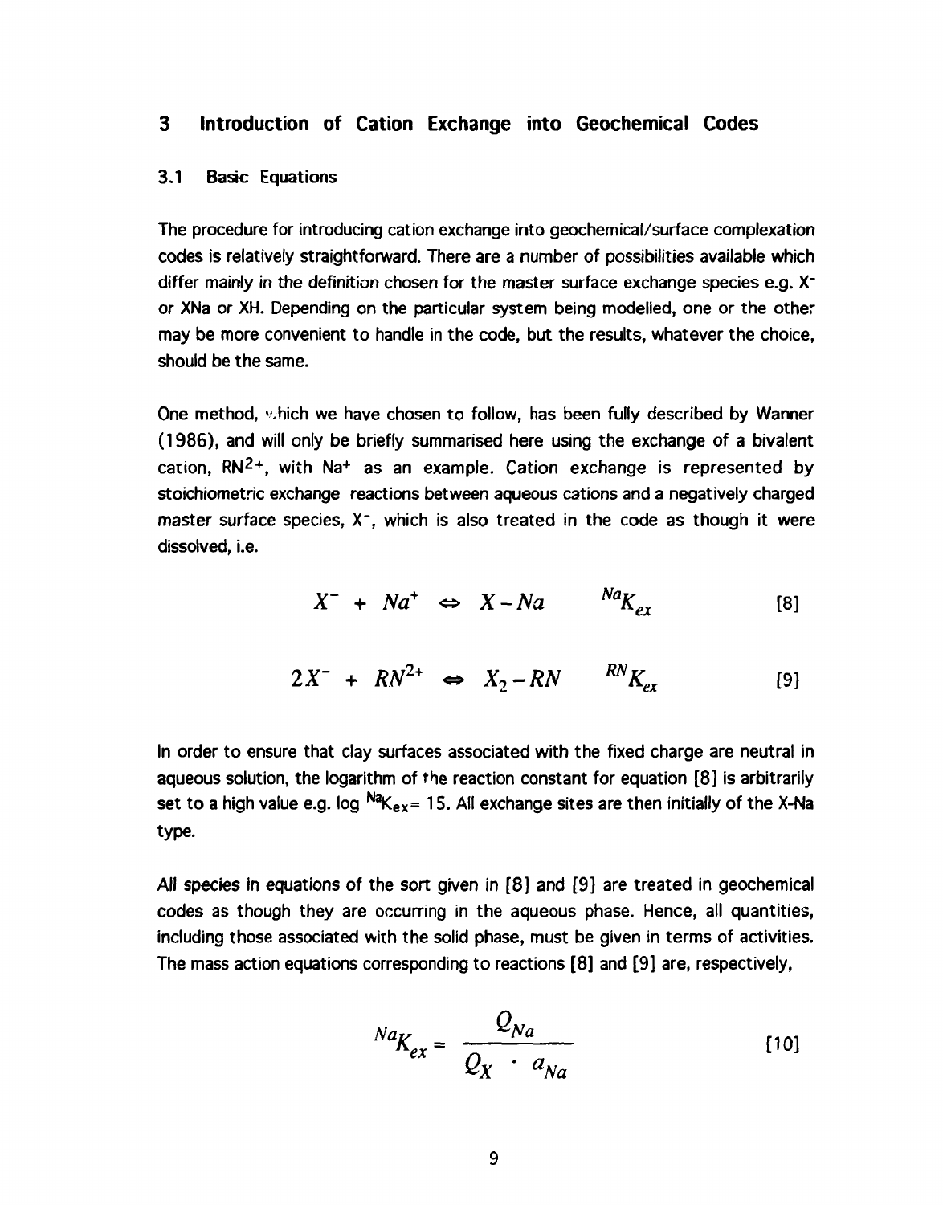## 3 Introduction of Cation Exchange into Geochemical Codes

### 3.1 Basic Equations

The procedure for introducing cation exchange into geochemical/surface complexation codes is relatively straightforward. There are a number of possibilities available which differ mainly in the definition chosen for the master surface exchange species e.g. $X^-$ or XNa or XH. Depending on the particular system being modelled, one or the other may be more convenient to handle in the code, but the results, whatever the choice, should be the same.

One method, which we have chosen to follow, has been fully described by Wanner (1986), and will only be briefly summarised here using the exchange of a bivalent cation, $RN^{2+}$, with $Na^+$ as an example. Cation exchange is represented by stoichiometric exchange reactions between aqueous cations and a negatively charged master surface species, $X^-$, which is also treated in the code as though it were dissolved, i.e.

$$X^- + Na^+ \Leftrightarrow X-Na \qquad {}^{Na}K_{ex} \qquad [8]$$

$$2X^- + RN^{2+} \Leftrightarrow X_2-RN \qquad {}^{RN}K_{ex} \qquad [9]$$

In order to ensure that clay surfaces associated with the fixed charge are neutral in aqueous solution, the logarithm of the reaction constant for equation [8] is arbitrarily set to a high value e.g. log ${}^{Na}K_{ex}$= 15. All exchange sites are then initially of the X-Na type.

All species in equations of the sort given in [8] and [9] are treated in geochemical codes as though they are occurring in the aqueous phase. Hence, all quantities, including those associated with the solid phase, must be given in terms of activities. The mass action equations corresponding to reactions [8] and [9] are, respectively,

$${}^{Na}K_{ex} = \frac{Q_{Na}}{Q_X \cdot a_{Na}} \qquad [10]$$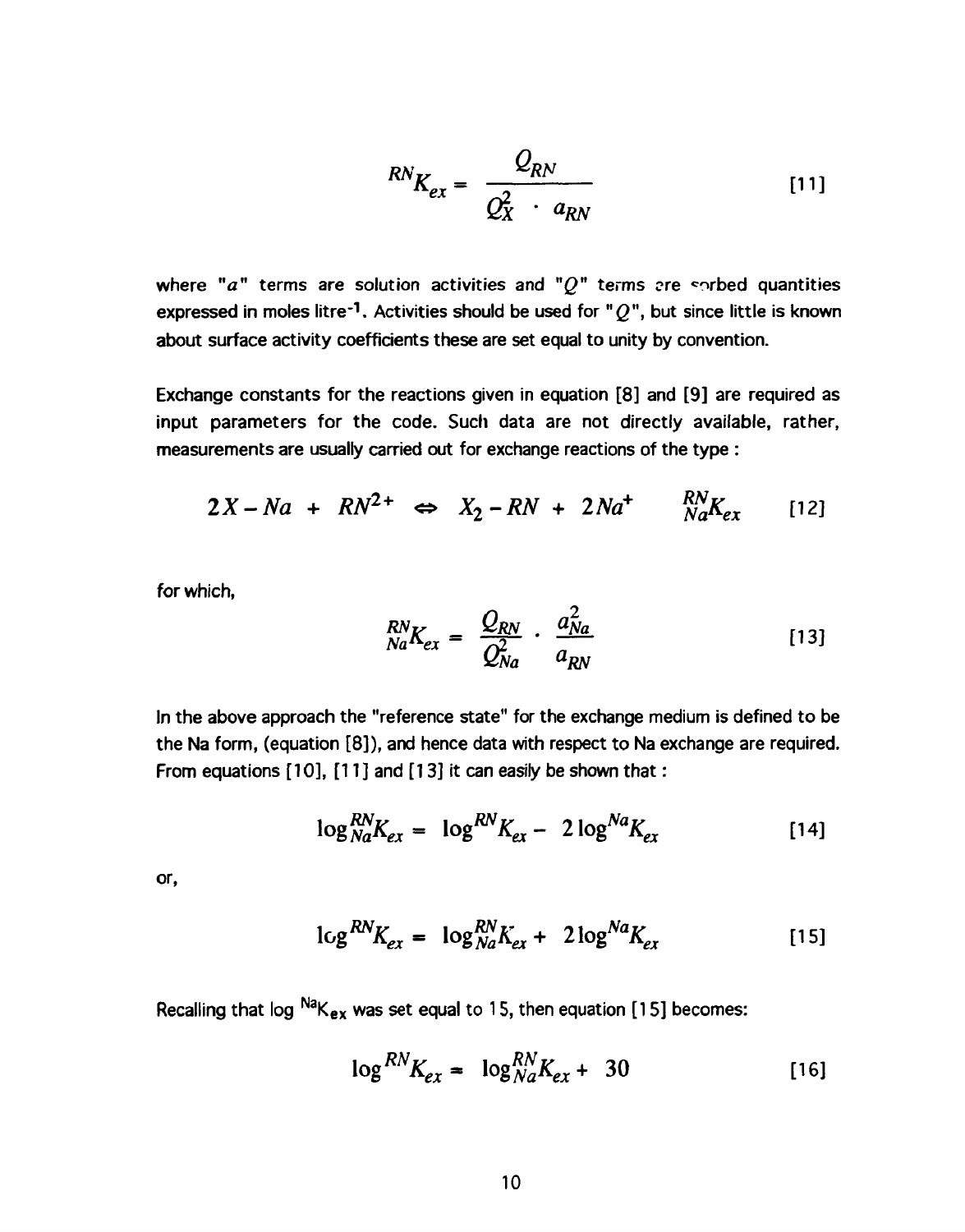$$^{RN}K_{ex} = \frac{Q_{RN}}{Q_X^2 \cdot a_{RN}} \quad [11]$$

where "$a$" terms are solution activities and "$Q$" terms are sorbed quantities expressed in moles litre$^{-1}$. Activities should be used for "$Q$", but since little is known about surface activity coefficients these are set equal to unity by convention.

Exchange constants for the reactions given in equation [8] and [9] are required as input parameters for the code. Such data are not directly available, rather, measurements are usually carried out for exchange reactions of the type :

$$2X - Na \; + \; RN^{2+} \; \Leftrightarrow \; X_2 - RN \; + \; 2Na^+ \qquad {}^{RN}_{Na}K_{ex} \quad [12]$$

for which,

$${}^{RN}_{Na}K_{ex} = \frac{Q_{RN}}{Q_{Na}^2} \cdot \frac{a_{Na}^2}{a_{RN}} \quad [13]$$

In the above approach the "reference state" for the exchange medium is defined to be the Na form, (equation [8]), and hence data with respect to Na exchange are required. From equations [10], [11] and [13] it can easily be shown that :

$$\log {}^{RN}_{Na}K_{ex} = \log {}^{RN}K_{ex} - 2\log {}^{Na}K_{ex} \quad [14]$$

or,

$$\log {}^{RN}K_{ex} = \log {}^{RN}_{Na}K_{ex} + 2\log {}^{Na}K_{ex} \quad [15]$$

Recalling that $\log {}^{Na}K_{ex}$ was set equal to 15, then equation [15] becomes:

$$\log {}^{RN}K_{ex} = \log {}^{RN}_{Na}K_{ex} + 30 \quad [16]$$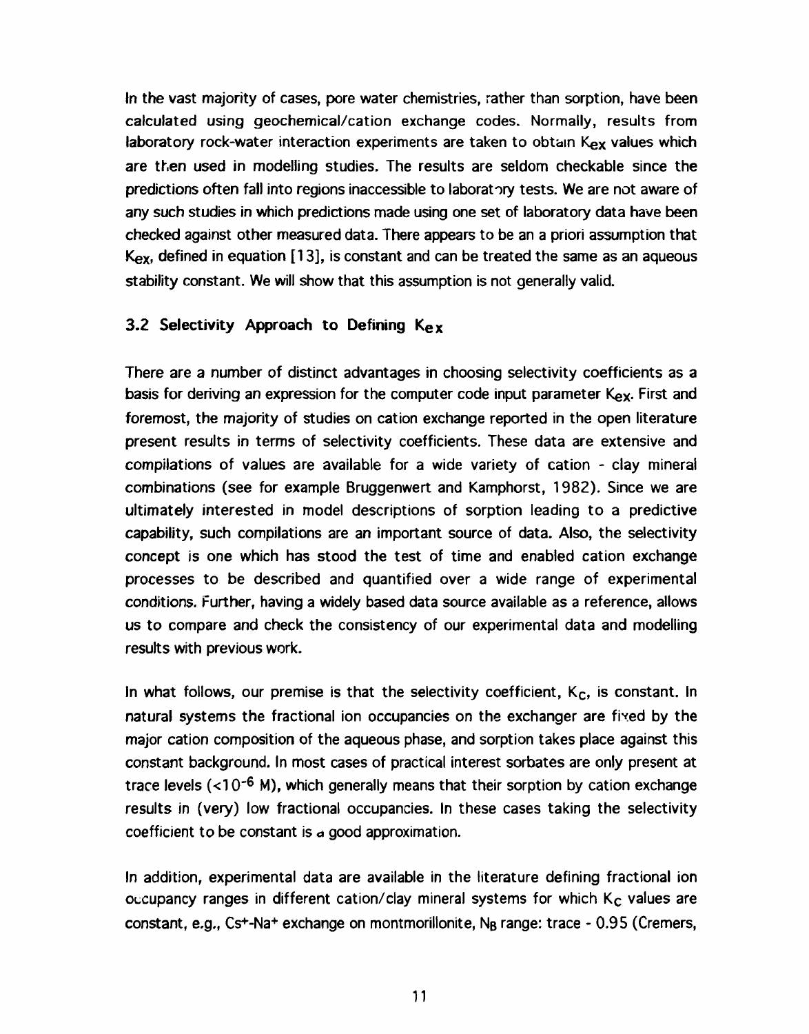In the vast majority of cases, pore water chemistries, rather than sorption, have been calculated using geochemical/cation exchange codes. Normally, results from laboratory rock-water interaction experiments are taken to obtain $K_{ex}$ values which are then used in modelling studies. The results are seldom checkable since the predictions often fall into regions inaccessible to laboratory tests. We are not aware of any such studies in which predictions made using one set of laboratory data have been checked against other measured data. There appears to be an a priori assumption that $K_{ex}$, defined in equation [13], is constant and can be treated the same as an aqueous stability constant. We will show that this assumption is not generally valid.

### 3.2 Selectivity Approach to Defining $K_{ex}$

There are a number of distinct advantages in choosing selectivity coefficients as a basis for deriving an expression for the computer code input parameter $K_{ex}$. First and foremost, the majority of studies on cation exchange reported in the open literature present results in terms of selectivity coefficients. These data are extensive and compilations of values are available for a wide variety of cation - clay mineral combinations (see for example Bruggenwert and Kamphorst, 1982). Since we are ultimately interested in model descriptions of sorption leading to a predictive capability, such compilations are an important source of data. Also, the selectivity concept is one which has stood the test of time and enabled cation exchange processes to be described and quantified over a wide range of experimental conditions. Further, having a widely based data source available as a reference, allows us to compare and check the consistency of our experimental data and modelling results with previous work.

In what follows, our premise is that the selectivity coefficient, $K_c$, is constant. In natural systems the fractional ion occupancies on the exchanger are fixed by the major cation composition of the aqueous phase, and sorption takes place against this constant background. In most cases of practical interest sorbates are only present at trace levels ($<10^{-6}$ M), which generally means that their sorption by cation exchange results in (very) low fractional occupancies. In these cases taking the selectivity coefficient to be constant is a good approximation.

In addition, experimental data are available in the literature defining fractional ion occupancy ranges in different cation/clay mineral systems for which $K_c$ values are constant, e.g., $Cs^{+}$-$Na^{+}$ exchange on montmorillonite, $N_B$ range: trace - 0.95 (Cremers,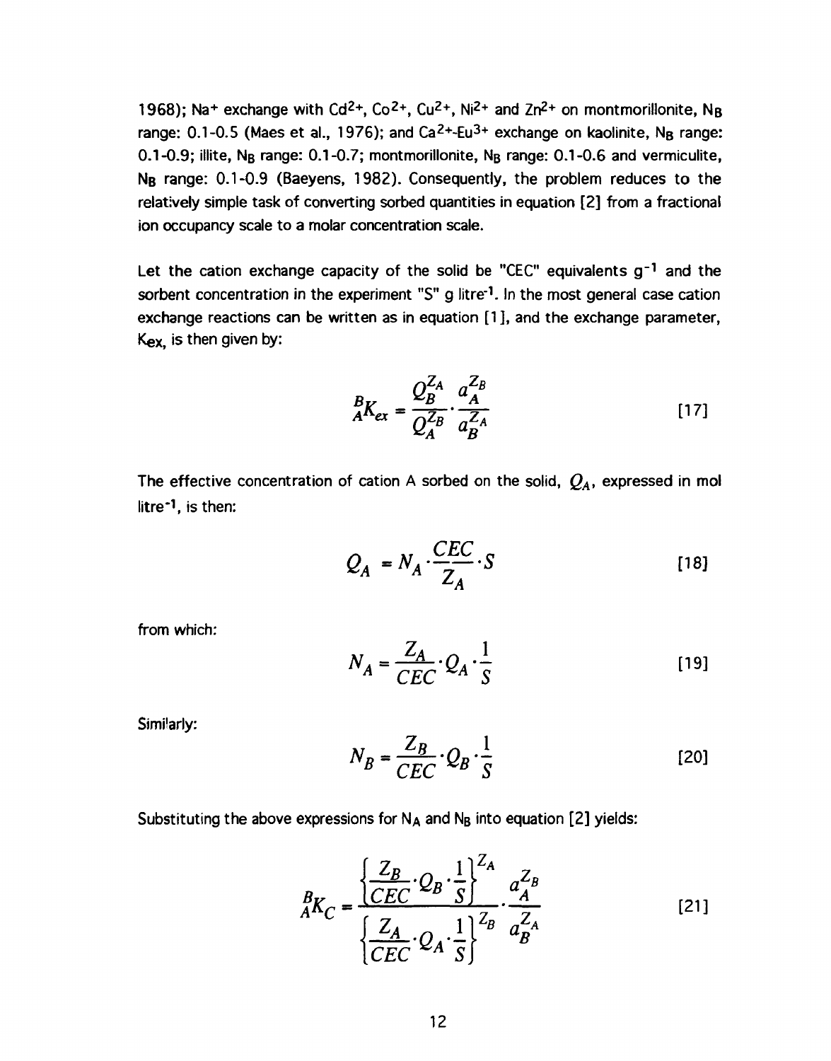1968); $Na^+$ exchange with $Cd^{2+}$, $Co^{2+}$, $Cu^{2+}$, $Ni^{2+}$ and $Zn^{2+}$ on montmorillonite, $N_B$ range: 0.1-0.5 (Maes et al., 1976); and $Ca^{2+}$-$Eu^{3+}$ exchange on kaolinite, $N_B$ range: 0.1-0.9; illite, $N_B$ range: 0.1-0.7; montmorillonite, $N_B$ range: 0.1-0.6 and vermiculite, $N_B$ range: 0.1-0.9 (Baeyens, 1982). Consequently, the problem reduces to the relatively simple task of converting sorbed quantities in equation [2] from a fractional ion occupancy scale to a molar concentration scale.

Let the cation exchange capacity of the solid be "CEC" equivalents $g^{-1}$ and the sorbent concentration in the experiment "S" g $litre^{-1}$. In the most general case cation exchange reactions can be written as in equation [1], and the exchange parameter, $K_{ex}$, is then given by:

$$ {}^{B}_{A}K_{ex} = \frac{Q_B^{Z_A}}{Q_A^{Z_B}} \cdot \frac{a_A^{Z_B}}{a_B^{Z_A}} \qquad [17] $$

The effective concentration of cation A sorbed on the solid, $Q_A$, expressed in mol $litre^{-1}$, is then:

$$ Q_A = N_A \cdot \frac{CEC}{Z_A} \cdot S \qquad [18] $$

from which:

$$ N_A = \frac{Z_A}{CEC} \cdot Q_A \cdot \frac{1}{S} \qquad [19] $$

Similarly:

$$ N_B = \frac{Z_B}{CEC} \cdot Q_B \cdot \frac{1}{S} \qquad [20] $$

Substituting the above expressions for $N_A$ and $N_B$ into equation [2] yields:

$$ {}^{B}_{A}K_{C} = \frac{\left\{ \frac{Z_B}{CEC} \cdot Q_B \cdot \frac{1}{S} \right\}^{Z_A}}{\left\{ \frac{Z_A}{CEC} \cdot Q_A \cdot \frac{1}{S} \right\}^{Z_B}} \cdot \frac{a_A^{Z_B}}{a_B^{Z_A}} \qquad [21] $$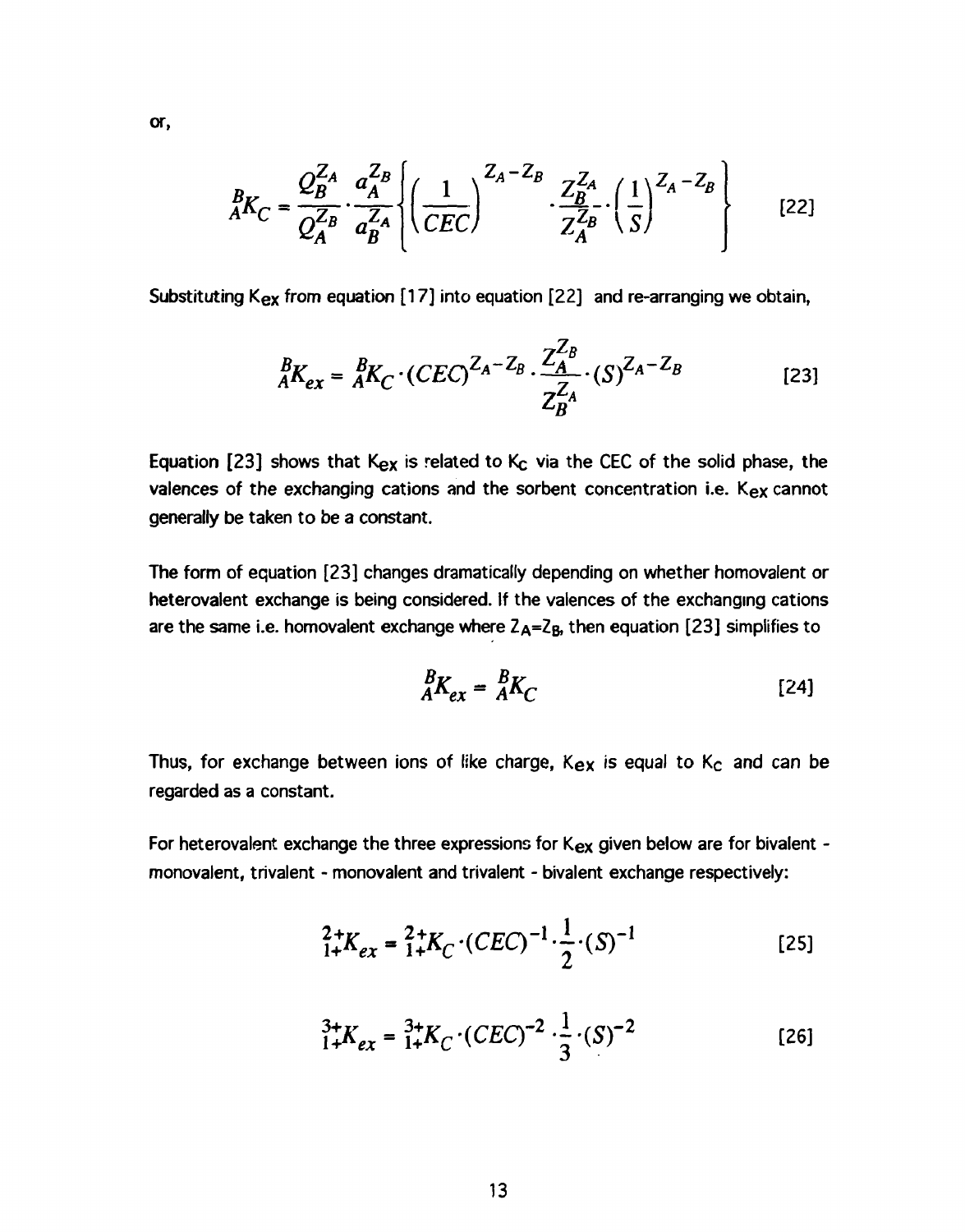or,

$$ {}^{B}_{A}K_{C} = \frac{Q_B^{Z_A}}{Q_A^{Z_B}} \cdot \frac{a_A^{Z_B}}{a_B^{Z_A}} \left\{ \left( \frac{1}{CEC} \right)^{Z_A - Z_B} \cdot \frac{Z_B^{Z_A}}{Z_A^{Z_B}} \cdot \left( \frac{1}{S} \right)^{Z_A - Z_B} \right\} \qquad [22] $$

Substituting $K_{ex}$ from equation [17] into equation [22] and re-arranging we obtain,

$$ {}^{B}_{A}K_{ex} = {}^{B}_{A}K_{C} \cdot (CEC)^{Z_A - Z_B} \cdot \frac{Z_A^{Z_B}}{Z_B^{Z_A}} \cdot (S)^{Z_A - Z_B} \qquad [23] $$

Equation [23] shows that $K_{ex}$ is related to $K_C$ via the CEC of the solid phase, the valences of the exchanging cations and the sorbent concentration i.e. $K_{ex}$ cannot generally be taken to be a constant.

The form of equation [23] changes dramatically depending on whether homovalent or heterovalent exchange is being considered. If the valences of the exchanging cations are the same i.e. homovalent exchange where $Z_A = Z_B$, then equation [23] simplifies to

$$ {}^{B}_{A}K_{ex} = {}^{B}_{A}K_{C} \qquad [24] $$

Thus, for exchange between ions of like charge, $K_{ex}$ is equal to $K_C$ and can be regarded as a constant.

For heterovalent exchange the three expressions for $K_{ex}$ given below are for bivalent - monovalent, trivalent - monovalent and trivalent - bivalent exchange respectively:

$$ {}^{2+}_{1+}K_{ex} = {}^{2+}_{1+}K_{C} \cdot (CEC)^{-1} \cdot \frac{1}{2} \cdot (S)^{-1} \qquad [25] $$

$$ {}^{3+}_{1+}K_{ex} = {}^{3+}_{1+}K_{C} \cdot (CEC)^{-2} \cdot \frac{1}{3} \cdot (S)^{-2} \qquad [26] $$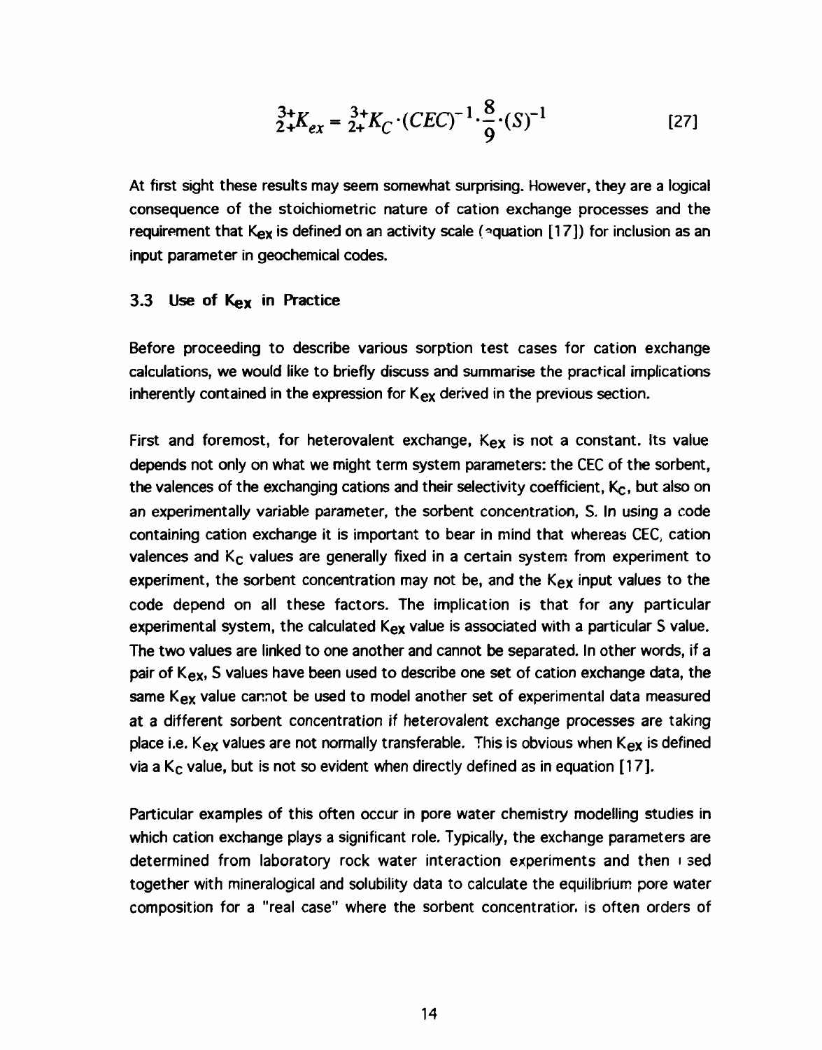$$ {}^{3+}_{2+}K_{ex} = {}^{3+}_{2+}K_C \cdot (CEC)^{-1} \cdot \frac{8}{9} \cdot (S)^{-1} \qquad [27] $$

At first sight these results may seem somewhat surprising. However, they are a logical consequence of the stoichiometric nature of cation exchange processes and the requirement that $K_{ex}$ is defined on an activity scale (equation [17]) for inclusion as an input parameter in geochemical codes.

### 3.3 Use of $K_{ex}$ in Practice

Before proceeding to describe various sorption test cases for cation exchange calculations, we would like to briefly discuss and summarise the practical implications inherently contained in the expression for $K_{ex}$ derived in the previous section.

First and foremost, for heterovalent exchange, $K_{ex}$ is not a constant. Its value depends not only on what we might term system parameters: the CEC of the sorbent, the valences of the exchanging cations and their selectivity coefficient, $K_C$, but also on an experimentally variable parameter, the sorbent concentration, S. In using a code containing cation exchange it is important to bear in mind that whereas CEC, cation valences and $K_C$ values are generally fixed in a certain system from experiment to experiment, the sorbent concentration may not be, and the $K_{ex}$ input values to the code depend on all these factors. The implication is that for any particular experimental system, the calculated $K_{ex}$ value is associated with a particular S value. The two values are linked to one another and cannot be separated. In other words, if a pair of $K_{ex}$, S values have been used to describe one set of cation exchange data, the same $K_{ex}$ value cannot be used to model another set of experimental data measured at a different sorbent concentration if heterovalent exchange processes are taking place i.e. $K_{ex}$ values are not normally transferable. This is obvious when $K_{ex}$ is defined via a $K_C$ value, but is not so evident when directly defined as in equation [17].

Particular examples of this often occur in pore water chemistry modelling studies in which cation exchange plays a significant role. Typically, the exchange parameters are determined from laboratory rock water interaction experiments and then used together with mineralogical and solubility data to calculate the equilibrium pore water composition for a "real case" where the sorbent concentration is often orders of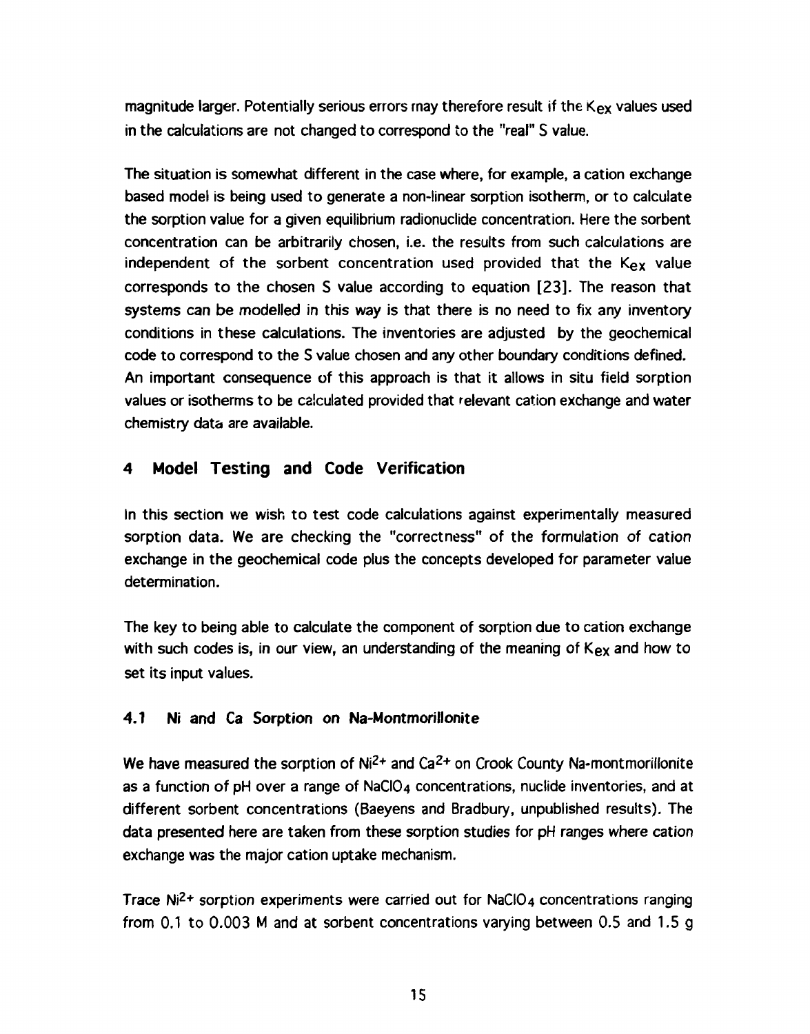magnitude larger. Potentially serious errors may therefore result if the $K_{ex}$ values used in the calculations are not changed to correspond to the "real" S value.

The situation is somewhat different in the case where, for example, a cation exchange based model is being used to generate a non-linear sorption isotherm, or to calculate the sorption value for a given equilibrium radionuclide concentration. Here the sorbent concentration can be arbitrarily chosen, i.e. the results from such calculations are independent of the sorbent concentration used provided that the $K_{ex}$ value corresponds to the chosen S value according to equation [23]. The reason that systems can be modelled in this way is that there is no need to fix any inventory conditions in these calculations. The inventories are adjusted by the geochemical code to correspond to the S value chosen and any other boundary conditions defined. An important consequence of this approach is that it allows in situ field sorption values or isotherms to be calculated provided that relevant cation exchange and water chemistry data are available.

## 4 Model Testing and Code Verification

In this section we wish to test code calculations against experimentally measured sorption data. We are checking the "correctness" of the formulation of cation exchange in the geochemical code plus the concepts developed for parameter value determination.

The key to being able to calculate the component of sorption due to cation exchange with such codes is, in our view, an understanding of the meaning of $K_{ex}$ and how to set its input values.

### 4.1 Ni and Ca Sorption on Na-Montmorillonite

We have measured the sorption of $Ni^{2+}$ and $Ca^{2+}$ on Crook County Na-montmorillonite as a function of pH over a range of $NaClO_4$ concentrations, nuclide inventories, and at different sorbent concentrations (Baeyens and Bradbury, unpublished results). The data presented here are taken from these sorption studies for pH ranges where cation exchange was the major cation uptake mechanism.

Trace $Ni^{2+}$ sorption experiments were carried out for $NaClO_4$ concentrations ranging from 0.1 to 0.003 M and at sorbent concentrations varying between 0.5 and 1.5 g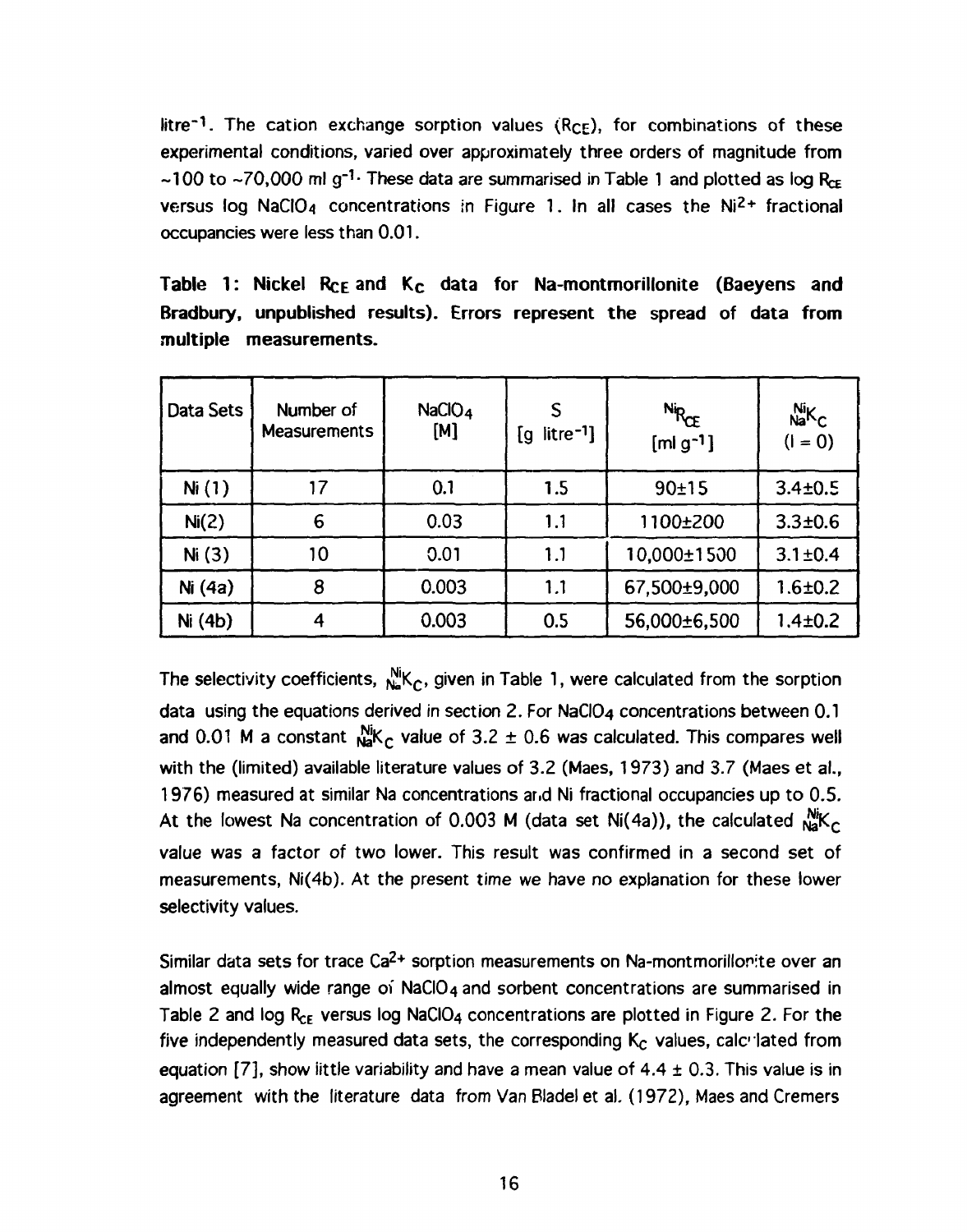litre$^{-1}$. The cation exchange sorption values ($R_{CE}$), for combinations of these experimental conditions, varied over approximately three orders of magnitude from ~100 to ~70,000 ml g$^{-1}$. These data are summarised in Table 1 and plotted as log $R_{CE}$ versus log $NaClO_4$ concentrations in Figure 1. In all cases the $Ni^{2+}$ fractional occupancies were less than 0.01.

**Table 1: Nickel $R_{CE}$ and $K_C$ data for Na-montmorillonite (Baeyens and Bradbury, unpublished results). Errors represent the spread of data from multiple measurements.**

| Data Sets | Number of Measurements | $NaClO_4$ [M] | S [g litre$^{-1}$] | ${}^{Ni}R_{CE}$ [ml g$^{-1}$] | ${}^{Ni}_{Na}K_C$ (I = 0) |
|---|---|---|---|---|---|
| Ni (1) | 17 | 0.1 | 1.5 | 90±15 | 3.4±0.5 |
| Ni(2) | 6 | 0.03 | 1.1 | 1100±200 | 3.3±0.6 |
| Ni (3) | 10 | 0.01 | 1.1 | 10,000±1500 | 3.1±0.4 |
| Ni (4a) | 8 | 0.003 | 1.1 | 67,500±9,000 | 1.6±0.2 |
| Ni (4b) | 4 | 0.003 | 0.5 | 56,000±6,500 | 1.4±0.2 |

The selectivity coefficients, ${}^{Ni}_{Na}K_C$, given in Table 1, were calculated from the sorption data using the equations derived in section 2. For $NaClO_4$ concentrations between 0.1 and 0.01 M a constant ${}^{Ni}_{Na}K_C$ value of 3.2 ± 0.6 was calculated. This compares well with the (limited) available literature values of 3.2 (Maes, 1973) and 3.7 (Maes et al., 1976) measured at similar Na concentrations and Ni fractional occupancies up to 0.5. At the lowest Na concentration of 0.003 M (data set Ni(4a)), the calculated ${}^{Ni}_{Na}K_C$ value was a factor of two lower. This result was confirmed in a second set of measurements, Ni(4b). At the present time we have no explanation for these lower selectivity values.

Similar data sets for trace $Ca^{2+}$ sorption measurements on Na-montmorillonite over an almost equally wide range of $NaClO_4$ and sorbent concentrations are summarised in Table 2 and log $R_{CE}$ versus log $NaClO_4$ concentrations are plotted in Figure 2. For the five independently measured data sets, the corresponding $K_C$ values, calculated from equation [7], show little variability and have a mean value of 4.4 ± 0.3. This value is in agreement with the literature data from Van Bladel et al. (1972), Maes and Cremers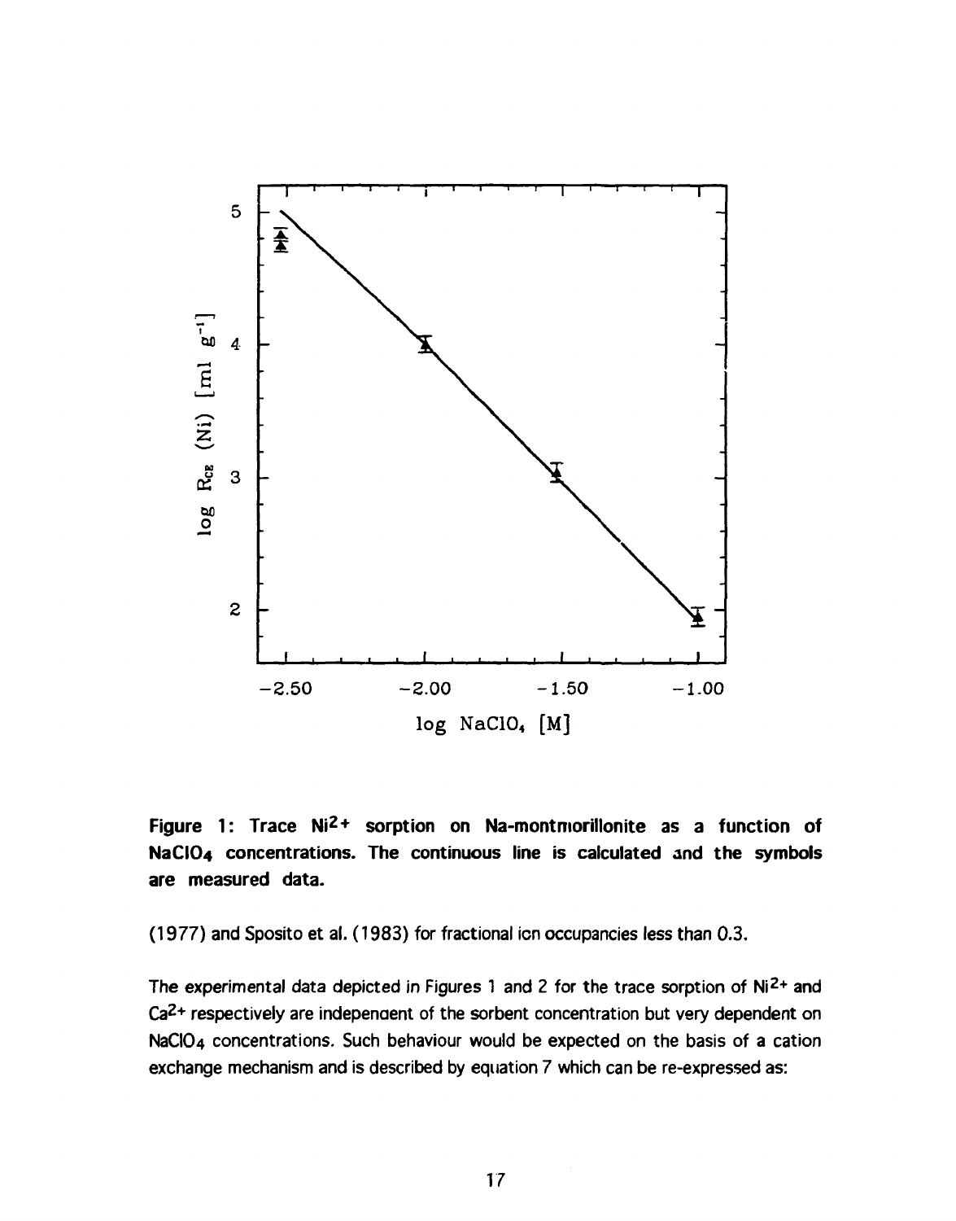5

4

3

2

−2.50 −2.00 −1.50 −1.00

log $R_{CE}$ (Ni) [ml g$^{-1}$]

log $NaClO_4$ [M]

**Figure 1: Trace $Ni^{2+}$ sorption on Na-montmorillonite as a function of $NaClO_4$ concentrations. The continuous line is calculated and the symbols are measured data.**

(1977) and Sposito et al. (1983) for fractional icn occupancies less than 0.3.

The experimental data depicted in Figures 1 and 2 for the trace sorption of $Ni^{2+}$ and $Ca^{2+}$ respectively are indepenaent of the sorbent concentration but very dependent on $NaClO_4$ concentrations. Such behaviour would be expected on the basis of a cation exchange mechanism and is described by equation 7 which can be re-expressed as: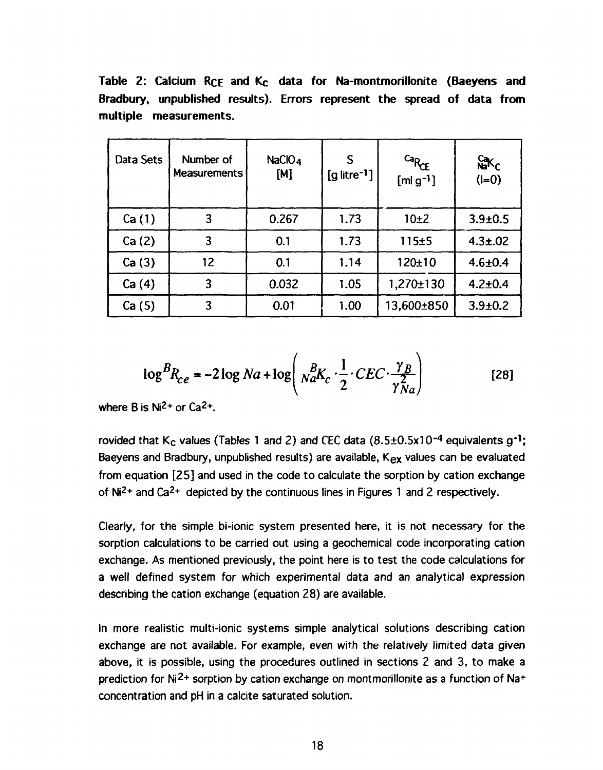**Table 2: Calcium $R_{CE}$ and $K_c$ data for Na-montmorillonite (Baeyens and Bradbury, unpublished results). Errors represent the spread of data from multiple measurements.**

| Data Sets | Number of Measurements | $NaClO_4$ [M] | S [g litre$^{-1}$] | $^{Ca}R_{CE}$ [ml g$^{-1}$] | $^{Ca}_{Na}K_c$ (I=0) |
|---|---|---|---|---|---|
| Ca (1) | 3 | 0.267 | 1.73 | 10±2 | 3.9±0.5 |
| Ca (2) | 3 | 0.1 | 1.73 | 115±5 | 4.3±.02 |
| Ca (3) | 12 | 0.1 | 1.14 | 120±10 | 4.6±0.4 |
| Ca (4) | 3 | 0.032 | 1.05 | 1,270±130 | 4.2±0.4 |
| Ca (5) | 3 | 0.01 | 1.00 | 13,600±850 | 3.9±0.2 |

$$\log {}^{B}R_{ce} = -2 \log Na + \log\left( {}^{B}_{Na}K_c \cdot \frac{1}{2} \cdot CEC \cdot \frac{\gamma_B}{\gamma_{Na}^2} \right) \qquad [28]$$

where B is $Ni^{2+}$ or $Ca^{2+}$.

rovided that $K_c$ values (Tables 1 and 2) and CEC data ($8.5 \pm 0.5 \times 10^{-4}$ equivalents g$^{-1}$; Baeyens and Bradbury, unpublished results) are available, $K_{ex}$ values can be evaluated from equation [25] and used in the code to calculate the sorption by cation exchange of $Ni^{2+}$ and $Ca^{2+}$ depicted by the continuous lines in Figures 1 and 2 respectively.

Clearly, for the simple bi-ionic system presented here, it is not necessary for the sorption calculations to be carried out using a geochemical code incorporating cation exchange. As mentioned previously, the point here is to test the code calculations for a well defined system for which experimental data and an analytical expression describing the cation exchange (equation 28) are available.

In more realistic multi-ionic systems simple analytical solutions describing cation exchange are not available. For example, even with the relatively limited data given above, it is possible, using the procedures outlined in sections 2 and 3, to make a prediction for $Ni^{2+}$ sorption by cation exchange on montmorillonite as a function of $Na^+$ concentration and pH in a calcite saturated solution.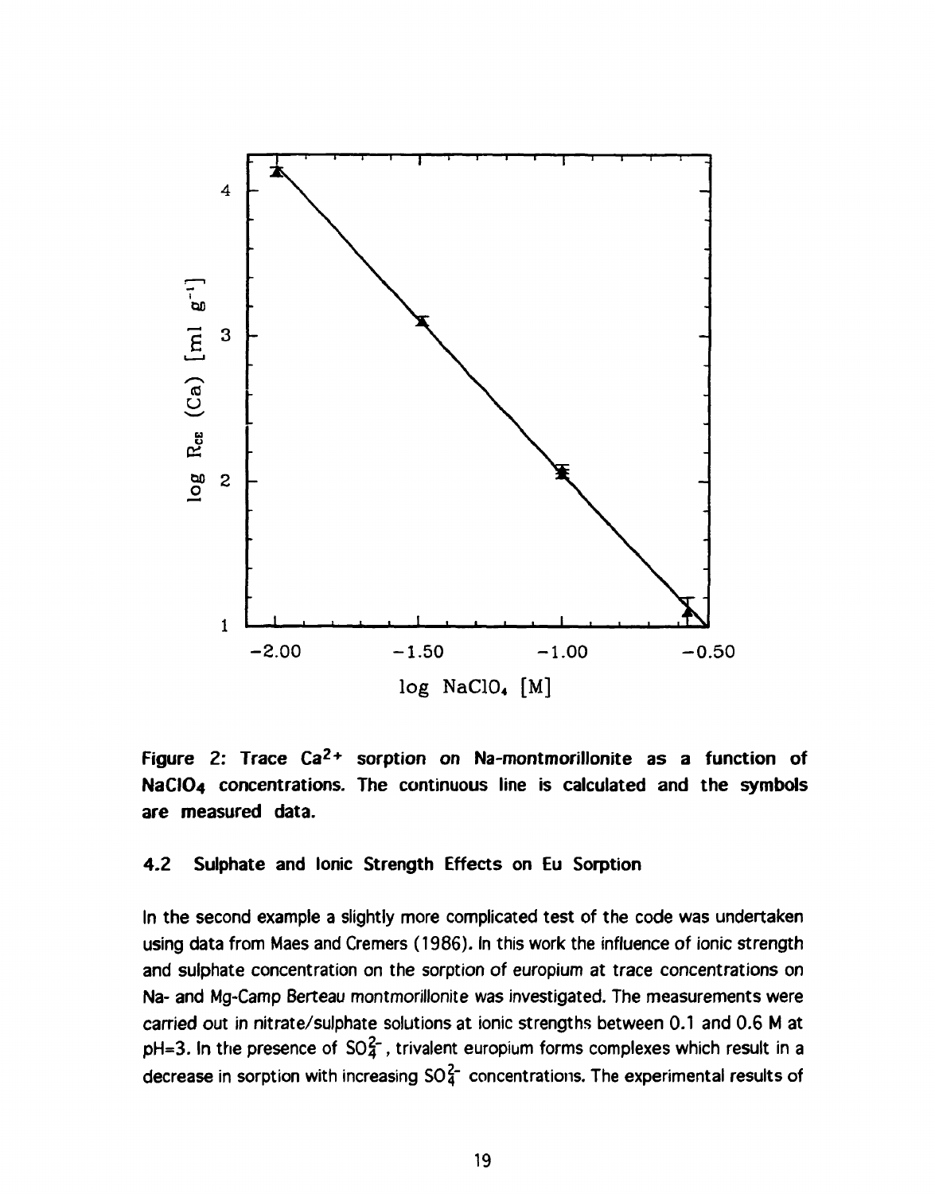4

3

2

1

−2.00 −1.50 −1.00 −0.50

log $R_{CE}$ (Ca) [ml g$^{-1}$]

log $NaClO_4$ [M]

**Figure 2: Trace $Ca^{2+}$ sorption on Na-montmorillonite as a function of $NaClO_4$ concentrations. The continuous line is calculated and the symbols are measured data.**

### 4.2 Sulphate and Ionic Strength Effects on Eu Sorption

In the second example a slightly more complicated test of the code was undertaken using data from Maes and Cremers (1986). In this work the influence of ionic strength and sulphate concentration on the sorption of europium at trace concentrations on Na- and Mg-Camp Berteau montmorillonite was investigated. The measurements were carried out in nitrate/sulphate solutions at ionic strengths between 0.1 and 0.6 M at pH=3. In the presence of $SO_4^{2-}$, trivalent europium forms complexes which result in a decrease in sorption with increasing $SO_4^{2-}$ concentrations. The experimental results of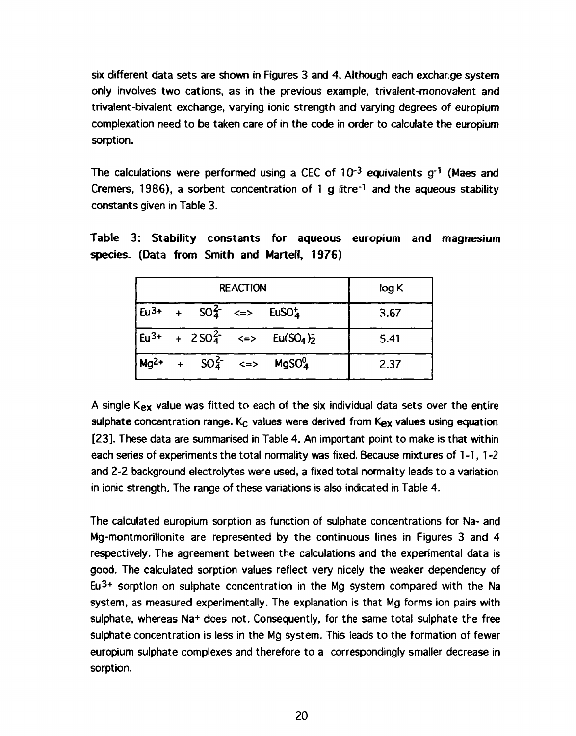six different data sets are shown in Figures 3 and 4. Although each exchange system only involves two cations, as in the previous example, trivalent-monovalent and trivalent-bivalent exchange, varying ionic strength and varying degrees of europium complexation need to be taken care of in the code in order to calculate the europium sorption.

The calculations were performed using a CEC of $10^{-3}$ equivalents $g^{-1}$ (Maes and Cremers, 1986), a sorbent concentration of 1 g $litre^{-1}$ and the aqueous stability constants given in Table 3.

**Table 3: Stability constants for aqueous europium and magnesium species. (Data from Smith and Martell, 1976)**

| REACTION | log K |
|---|---|
| $Eu^{3+} + SO_4^{2-} \Leftrightarrow EuSO_4^{+}$ | 3.67 |
| $Eu^{3+} + 2\,SO_4^{2-} \Leftrightarrow Eu(SO_4)_2^{-}$ | 5.41 |
| $Mg^{2+} + SO_4^{2-} \Leftrightarrow MgSO_4^{0}$ | 2.37 |

A single $K_{ex}$ value was fitted to each of the six individual data sets over the entire sulphate concentration range. $K_c$ values were derived from $K_{ex}$ values using equation [23]. These data are summarised in Table 4. An important point to make is that within each series of experiments the total normality was fixed. Because mixtures of 1-1, 1-2 and 2-2 background electrolytes were used, a fixed total normality leads to a variation in ionic strength. The range of these variations is also indicated in Table 4.

The calculated europium sorption as function of sulphate concentrations for Na- and Mg-montmorillonite are represented by the continuous lines in Figures 3 and 4 respectively. The agreement between the calculations and the experimental data is good. The calculated sorption values reflect very nicely the weaker dependency of $Eu^{3+}$ sorption on sulphate concentration in the Mg system compared with the Na system, as measured experimentally. The explanation is that Mg forms ion pairs with sulphate, whereas $Na^{+}$ does not. Consequently, for the same total sulphate the free sulphate concentration is less in the Mg system. This leads to the formation of fewer europium sulphate complexes and therefore to a correspondingly smaller decrease in sorption.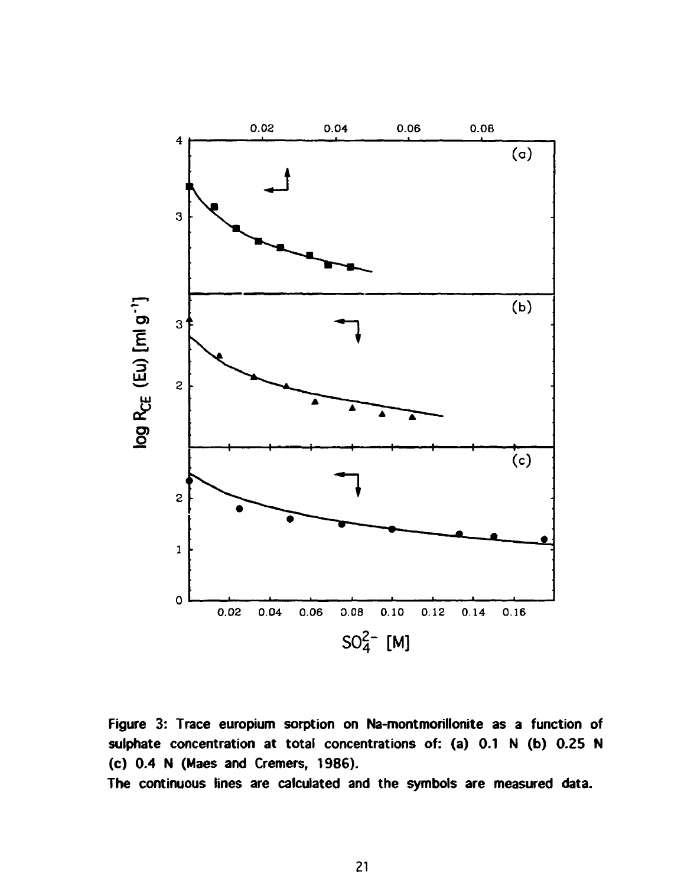0.02 0.04 0.06 0.08

4

3

(a)

3

2

(b)

$\log R_{CE}$ (Eu) [ml g$^{-1}$]

2

1

0

(c)

0.02 0.04 0.06 0.08 0.10 0.12 0.14 0.16

$SO_4^{2-}$ [M]

**Figure 3: Trace europium sorption on Na-montmorillonite as a function of sulphate concentration at total concentrations of: (a) 0.1 N (b) 0.25 N (c) 0.4 N (Maes and Cremers, 1986).**

**The continuous lines are calculated and the symbols are measured data.**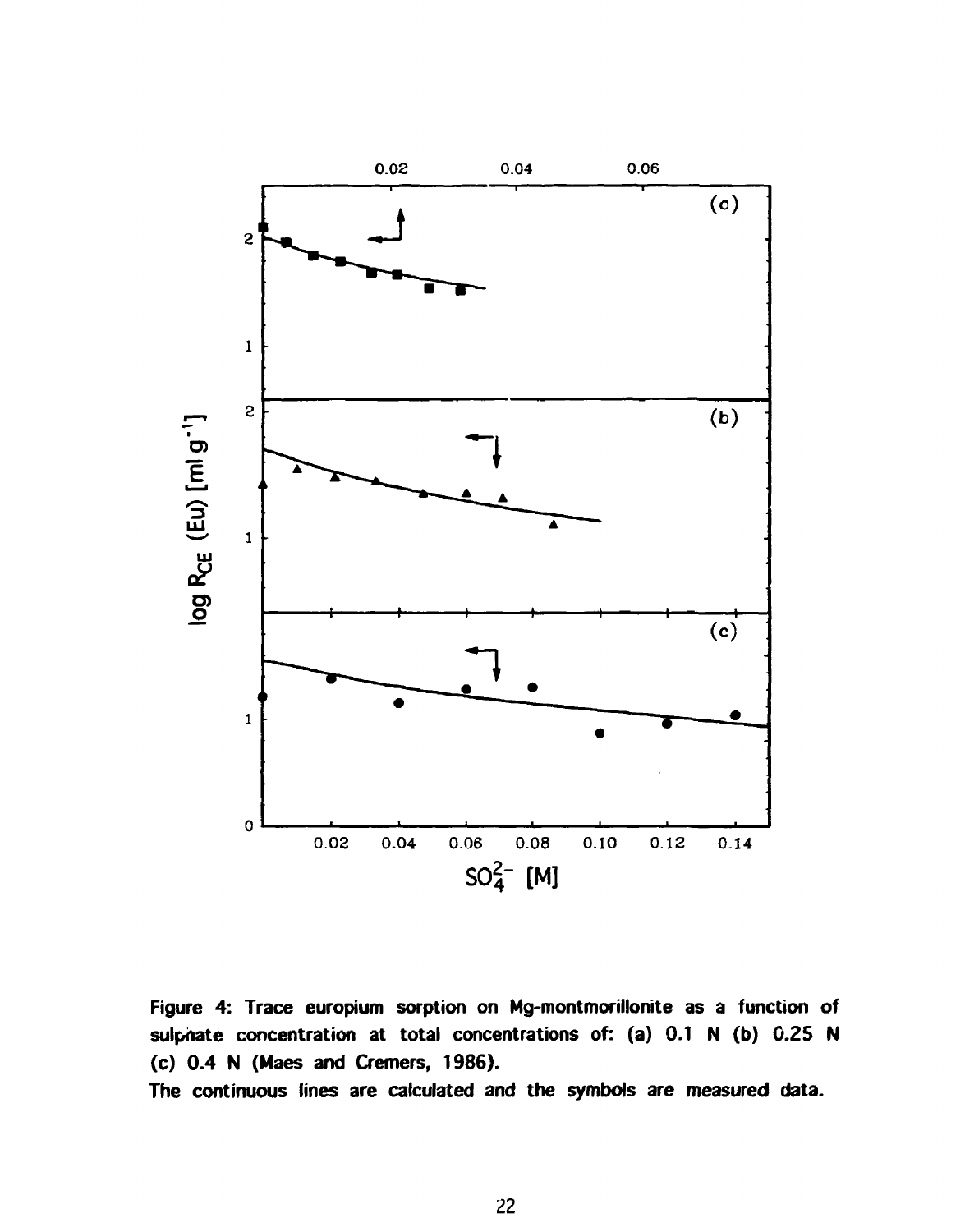Figure 4: Trace europium sorption on Mg-montmorillonite as a function of sulphate concentration at total concentrations of: (a) 0.1 N (b) 0.25 N (c) 0.4 N (Maes and Cremers, 1986).
The continuous lines are calculated and the symbols are measured data.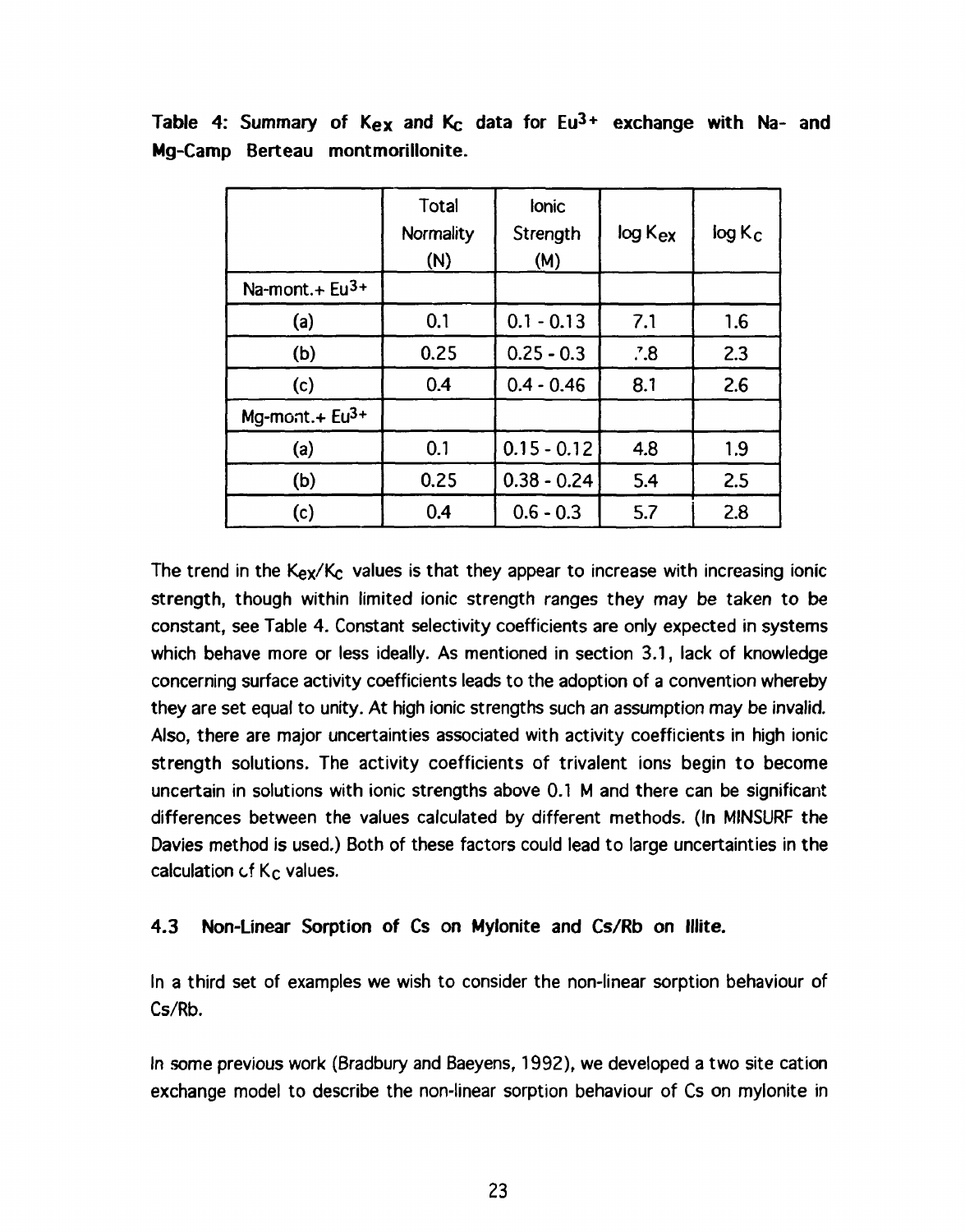**Table 4: Summary of $K_{ex}$ and $K_c$ data for $Eu^{3+}$ exchange with Na- and Mg-Camp Berteau montmorillonite.**

| | Total Normality (N) | Ionic Strength (M) | log $K_{ex}$ | log $K_c$ |
|---|---|---|---|---|
| Na-mont.+ $Eu^{3+}$ | | | | |
| (a) | 0.1 | 0.1 - 0.13 | 7.1 | 1.6 |
| (b) | 0.25 | 0.25 - 0.3 | 7.8 | 2.3 |
| (c) | 0.4 | 0.4 - 0.46 | 8.1 | 2.6 |
| Mg-mont.+ $Eu^{3+}$ | | | | |
| (a) | 0.1 | 0.15 - 0.12 | 4.8 | 1.9 |
| (b) | 0.25 | 0.38 - 0.24 | 5.4 | 2.5 |
| (c) | 0.4 | 0.6 - 0.3 | 5.7 | 2.8 |

The trend in the $K_{ex}/K_c$ values is that they appear to increase with increasing ionic strength, though within limited ionic strength ranges they may be taken to be constant, see Table 4. Constant selectivity coefficients are only expected in systems which behave more or less ideally. As mentioned in section 3.1, lack of knowledge concerning surface activity coefficients leads to the adoption of a convention whereby they are set equal to unity. At high ionic strengths such an assumption may be invalid. Also, there are major uncertainties associated with activity coefficients in high ionic strength solutions. The activity coefficients of trivalent ions begin to become uncertain in solutions with ionic strengths above 0.1 M and there can be significant differences between the values calculated by different methods. (In MINSURF the Davies method is used.) Both of these factors could lead to large uncertainties in the calculation of $K_c$ values.

## 4.3 Non-Linear Sorption of Cs on Mylonite and Cs/Rb on Illite.

In a third set of examples we wish to consider the non-linear sorption behaviour of Cs/Rb.

In some previous work (Bradbury and Baeyens, 1992), we developed a two site cation exchange model to describe the non-linear sorption behaviour of Cs on mylonite in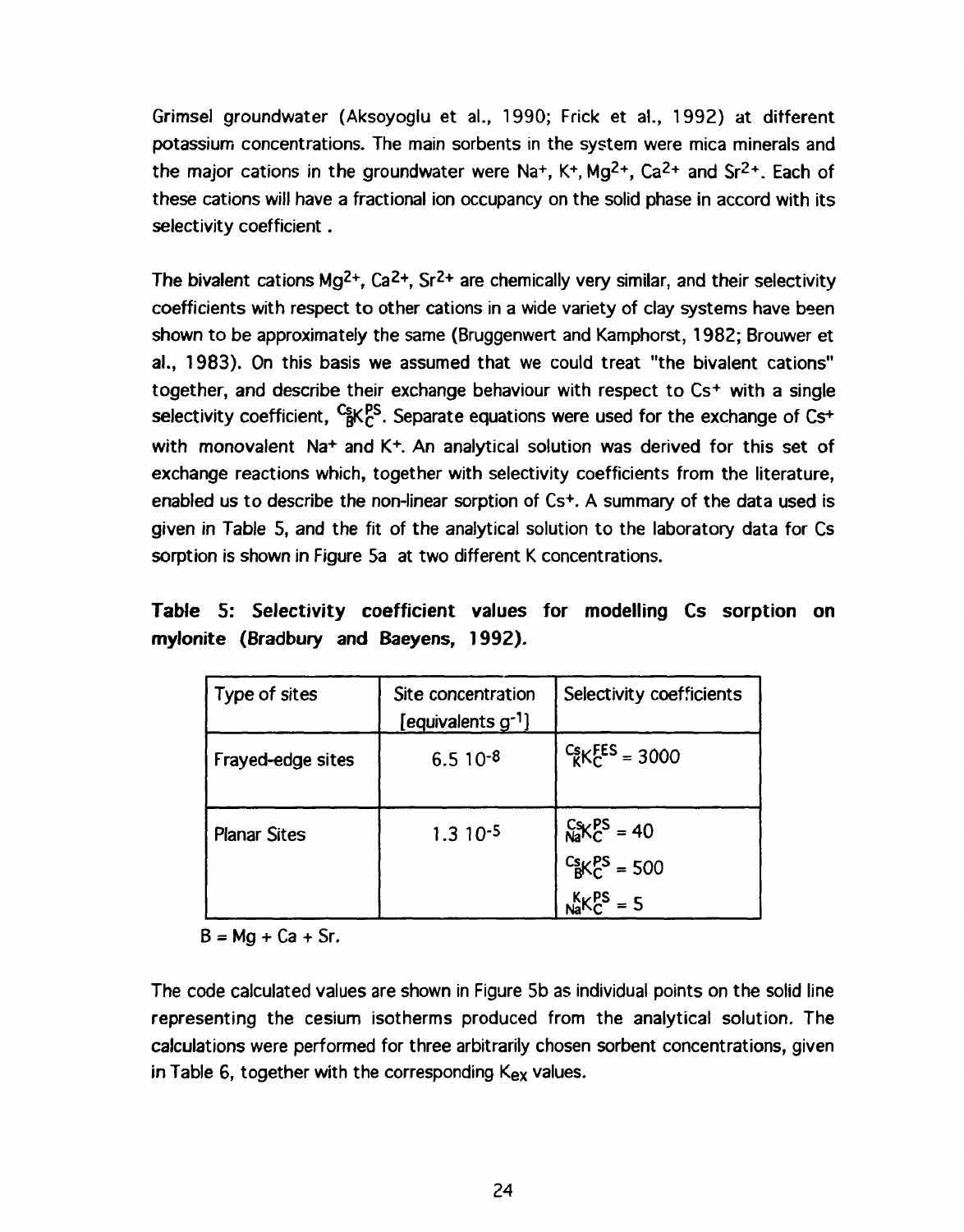Grimsel groundwater (Aksoyoglu et al., 1990; Frick et al., 1992) at different potassium concentrations. The main sorbents in the system were mica minerals and the major cations in the groundwater were $Na^+$, $K^+$, $Mg^{2+}$, $Ca^{2+}$ and $Sr^{2+}$. Each of these cations will have a fractional ion occupancy on the solid phase in accord with its selectivity coefficient .

The bivalent cations $Mg^{2+}$, $Ca^{2+}$, $Sr^{2+}$ are chemically very similar, and their selectivity coefficients with respect to other cations in a wide variety of clay systems have been shown to be approximately the same (Bruggenwert and Kamphorst, 1982; Brouwer et al., 1983). On this basis we assumed that we could treat "the bivalent cations" together, and describe their exchange behaviour with respect to $Cs^+$ with a single selectivity coefficient, ${}^{Cs}_{B}K_C^{PS}$. Separate equations were used for the exchange of $Cs^+$ with monovalent $Na^+$ and $K^+$. An analytical solution was derived for this set of exchange reactions which, together with selectivity coefficients from the literature, enabled us to describe the non-linear sorption of $Cs^+$. A summary of the data used is given in Table 5, and the fit of the analytical solution to the laboratory data for Cs sorption is shown in Figure 5a at two different K concentrations.

**Table 5: Selectivity coefficient values for modelling Cs sorption on mylonite (Bradbury and Baeyens, 1992).**

| Type of sites | Site concentration [equivalents $g^{-1}$] | Selectivity coefficients |
|---|---|---|
| Frayed-edge sites | $6.5 \; 10^{-8}$ | ${}^{Cs}_{K}K_C^{FES} = 3000$ |
| Planar Sites | $1.3 \; 10^{-5}$ | ${}^{Cs}_{Na}K_C^{PS} = 40$ <br> ${}^{Cs}_{B}K_C^{PS} = 500$ <br> ${}^{K}_{Na}K_C^{PS} = 5$ |

B = Mg + Ca + Sr.

The code calculated values are shown in Figure 5b as individual points on the solid line representing the cesium isotherms produced from the analytical solution. The calculations were performed for three arbitrarily chosen sorbent concentrations, given in Table 6, together with the corresponding $K_{ex}$ values.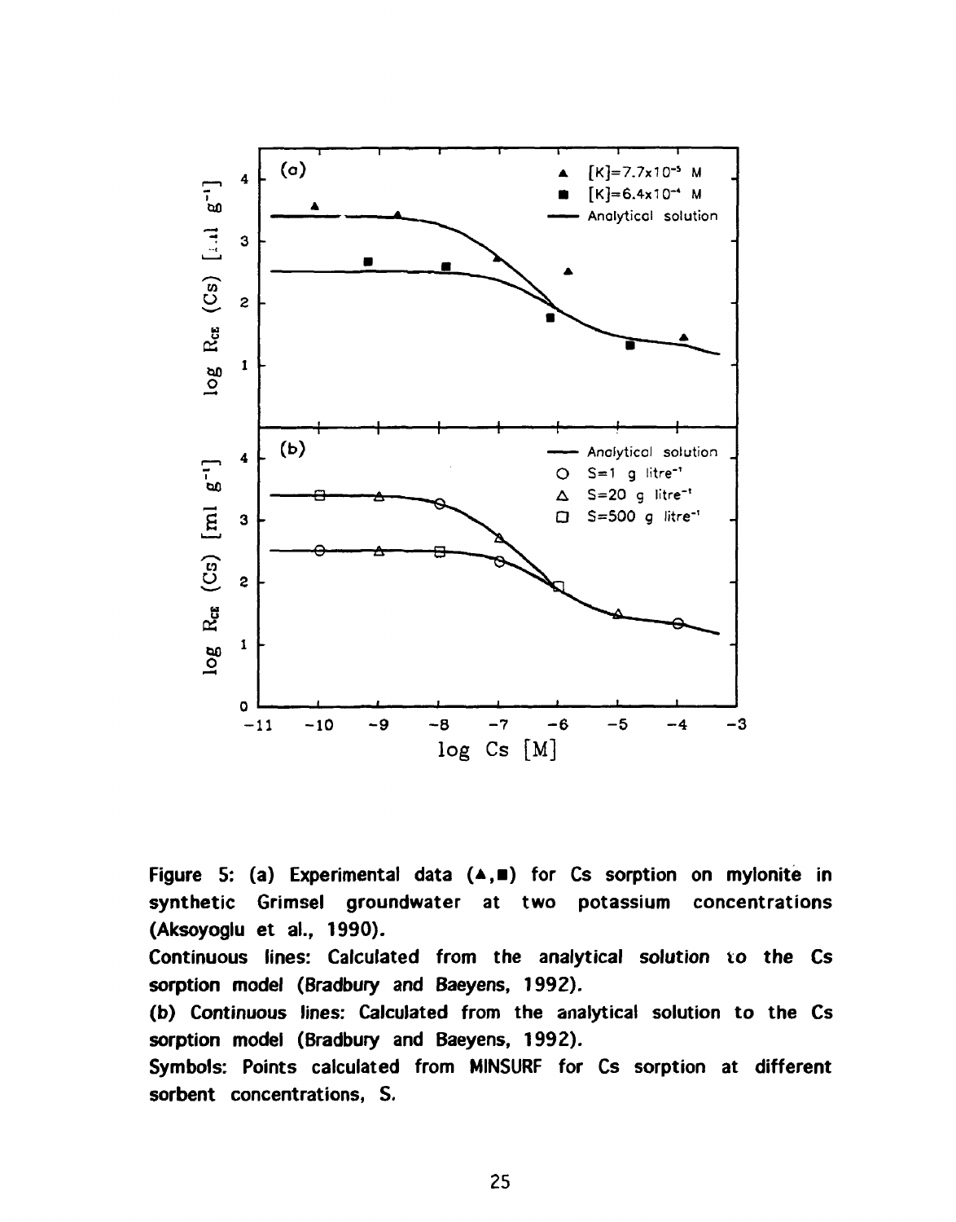Figure 5: (a) Experimental data (▲,■) for Cs sorption on mylonite in synthetic Grimsel groundwater at two potassium concentrations (Aksoyoglu et al., 1990).

Continuous lines: Calculated from the analytical solution to the Cs sorption model (Bradbury and Baeyens, 1992).

(b) Continuous lines: Calculated from the analytical solution to the Cs sorption model (Bradbury and Baeyens, 1992).

Symbols: Points calculated from MINSURF for Cs sorption at different sorbent concentrations, S.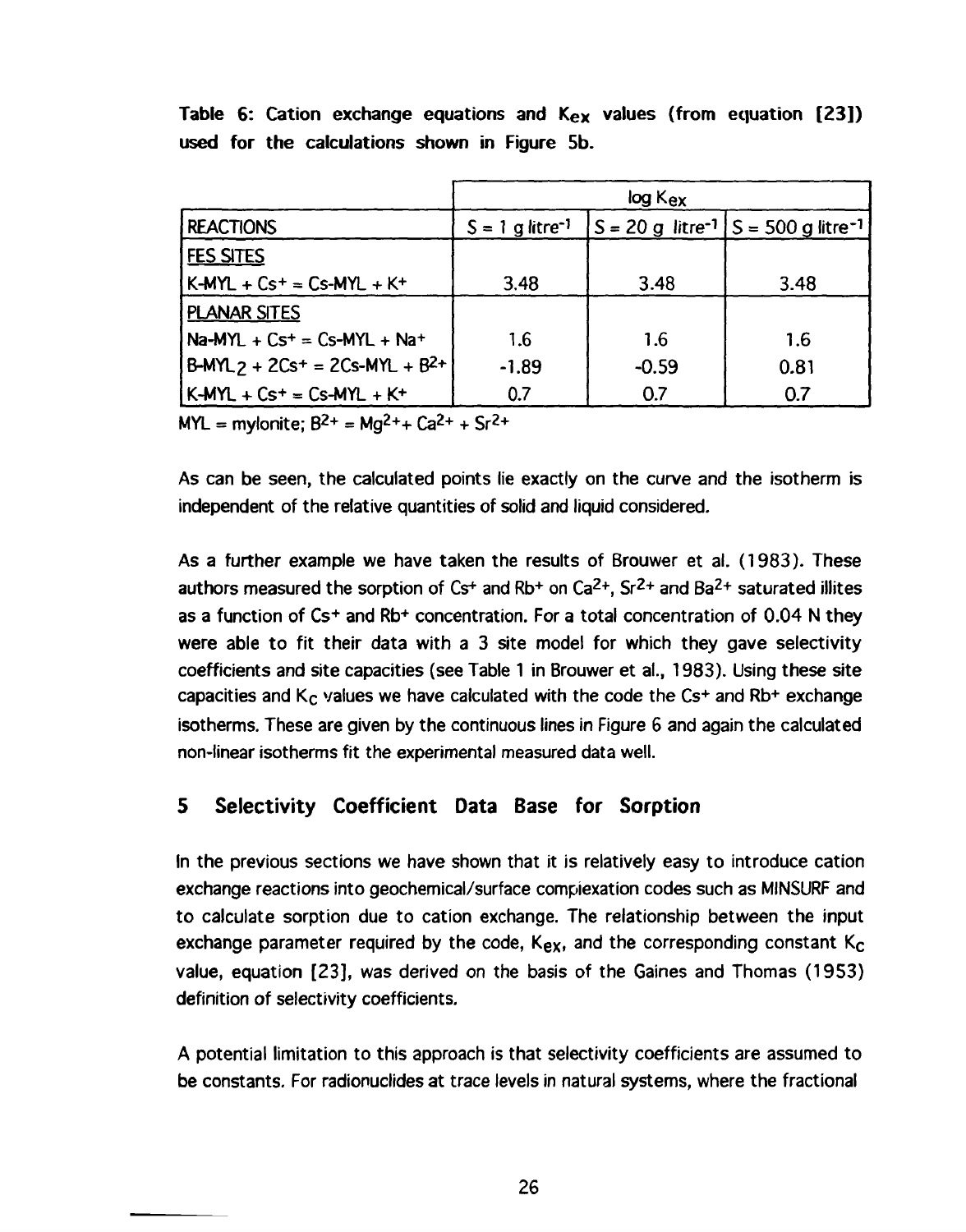**Table 6: Cation exchange equations and $K_{ex}$ values (from equation [23]) used for the calculations shown in Figure 5b.**

| | log $K_{ex}$ | | |
|---|---|---|---|
| REACTIONS | S = 1 g litre$^{-1}$ | S = 20 g litre$^{-1}$ | S = 500 g litre$^{-1}$ |
| FES SITES | | | |
| K-MYL + $Cs^+$ = Cs-MYL + $K^+$ | 3.48 | 3.48 | 3.48 |
| PLANAR SITES | | | |
| Na-MYL + $Cs^+$ = Cs-MYL + $Na^+$ | 1.6 | 1.6 | 1.6 |
| B-$MYL_2$ + 2$Cs^+$ = 2Cs-MYL + $B^{2+}$ | -1.89 | -0.59 | 0.81 |
| K-MYL + $Cs^+$ = Cs-MYL + $K^+$ | 0.7 | 0.7 | 0.7 |

MYL = mylonite; $B^{2+}$ = $Mg^{2+}$+ $Ca^{2+}$ + $Sr^{2+}$

As can be seen, the calculated points lie exactly on the curve and the isotherm is independent of the relative quantities of solid and liquid considered.

As a further example we have taken the results of Brouwer et al. (1983). These authors measured the sorption of $Cs^+$ and $Rb^+$ on $Ca^{2+}$, $Sr^{2+}$ and $Ba^{2+}$ saturated illites as a function of $Cs^+$ and $Rb^+$ concentration. For a total concentration of 0.04 N they were able to fit their data with a 3 site model for which they gave selectivity coefficients and site capacities (see Table 1 in Brouwer et al., 1983). Using these site capacities and $K_c$ values we have calculated with the code the $Cs^+$ and $Rb^+$ exchange isotherms. These are given by the continuous lines in Figure 6 and again the calculated non-linear isotherms fit the experimental measured data well.

## 5 Selectivity Coefficient Data Base for Sorption

In the previous sections we have shown that it is relatively easy to introduce cation exchange reactions into geochemical/surface complexation codes such as MINSURF and to calculate sorption due to cation exchange. The relationship between the input exchange parameter required by the code, $K_{ex}$, and the corresponding constant $K_c$ value, equation [23], was derived on the basis of the Gaines and Thomas (1953) definition of selectivity coefficients.

A potential limitation to this approach is that selectivity coefficients are assumed to be constants. For radionuclides at trace levels in natural systems, where the fractional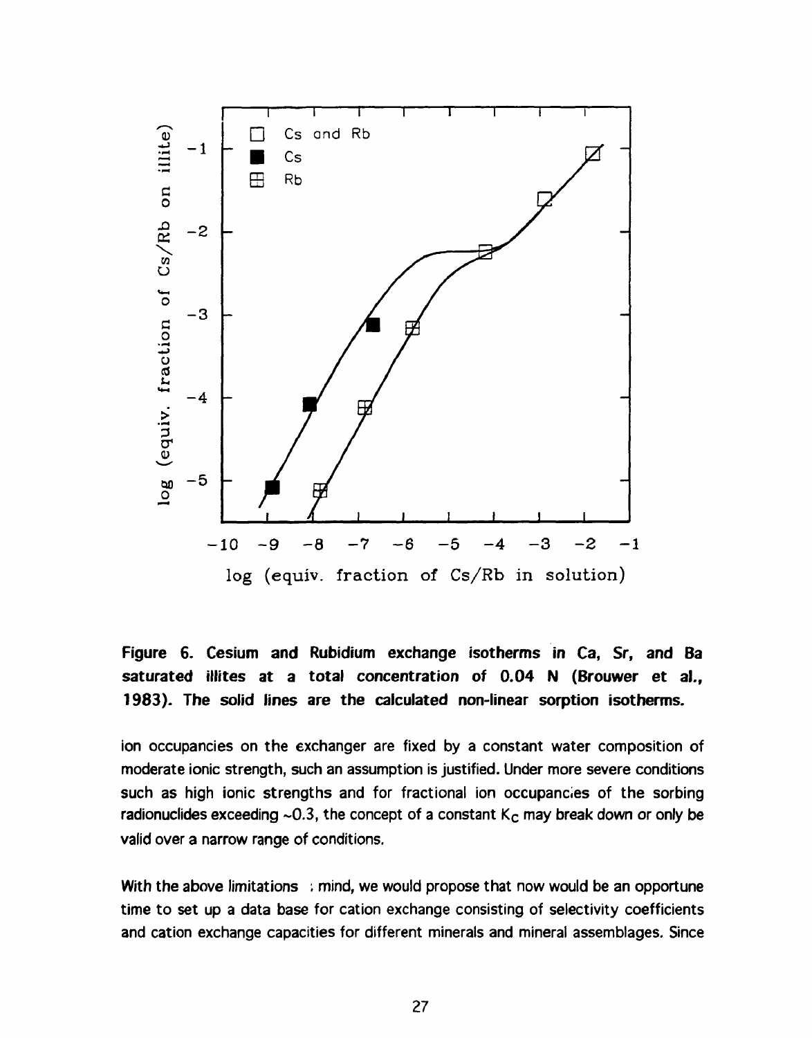□ Cs and Rb
■ Cs
⊞ Rb

log (equiv. fraction of Cs/Rb on illite)

-1
-2
-3
-4
-5

-10 -9 -8 -7 -6 -5 -4 -3 -2 -1

log (equiv. fraction of Cs/Rb in solution)

**Figure 6. Cesium and Rubidium exchange isotherms in Ca, Sr, and Ba saturated illites at a total concentration of 0.04 N (Brouwer et al., 1983). The solid lines are the calculated non-linear sorption isotherms.**

ion occupancies on the exchanger are fixed by a constant water composition of moderate ionic strength, such an assumption is justified. Under more severe conditions such as high ionic strengths and for fractional ion occupancies of the sorbing radionuclides exceeding ~0.3, the concept of a constant $K_C$ may break down or only be valid over a narrow range of conditions.

With the above limitations in mind, we would propose that now would be an opportune time to set up a data base for cation exchange consisting of selectivity coefficients and cation exchange capacities for different minerals and mineral assemblages. Since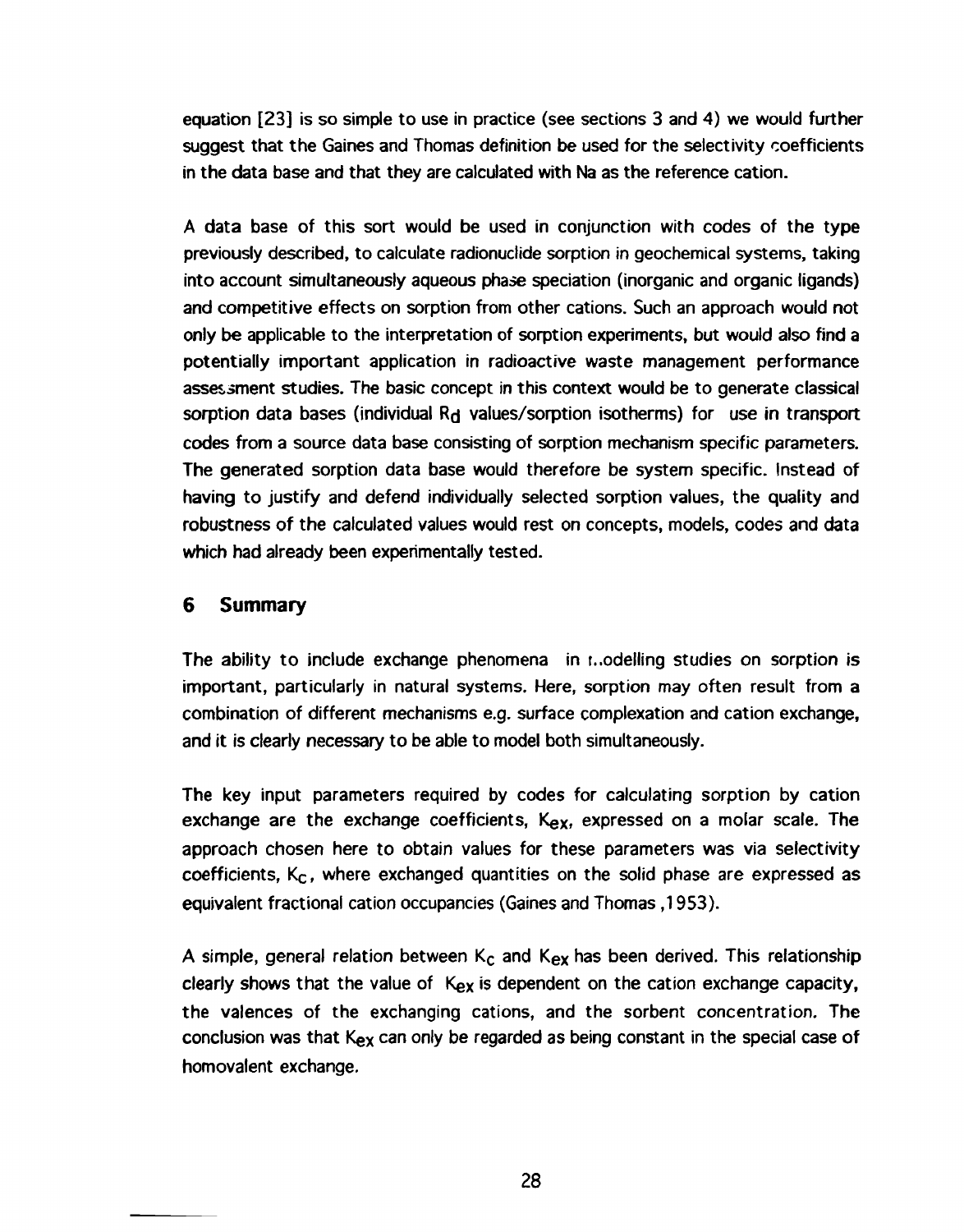equation [23] is so simple to use in practice (see sections 3 and 4) we would further suggest that the Gaines and Thomas definition be used for the selectivity coefficients in the data base and that they are calculated with Na as the reference cation.

A data base of this sort would be used in conjunction with codes of the type previously described, to calculate radionuclide sorption in geochemical systems, taking into account simultaneously aqueous phase speciation (inorganic and organic ligands) and competitive effects on sorption from other cations. Such an approach would not only be applicable to the interpretation of sorption experiments, but would also find a potentially important application in radioactive waste management performance assessment studies. The basic concept in this context would be to generate classical sorption data bases (individual $R_d$ values/sorption isotherms) for use in transport codes from a source data base consisting of sorption mechanism specific parameters. The generated sorption data base would therefore be system specific. Instead of having to justify and defend individually selected sorption values, the quality and robustness of the calculated values would rest on concepts, models, codes and data which had already been experimentally tested.

## 6 Summary

The ability to include exchange phenomena in modelling studies on sorption is important, particularly in natural systems. Here, sorption may often result from a combination of different mechanisms e.g. surface complexation and cation exchange, and it is clearly necessary to be able to model both simultaneously.

The key input parameters required by codes for calculating sorption by cation exchange are the exchange coefficients, $K_{ex}$, expressed on a molar scale. The approach chosen here to obtain values for these parameters was via selectivity coefficients, $K_c$, where exchanged quantities on the solid phase are expressed as equivalent fractional cation occupancies (Gaines and Thomas ,1953).

A simple, general relation between $K_c$ and $K_{ex}$ has been derived. This relationship clearly shows that the value of $K_{ex}$ is dependent on the cation exchange capacity, the valences of the exchanging cations, and the sorbent concentration. The conclusion was that $K_{ex}$ can only be regarded as being constant in the special case of homovalent exchange.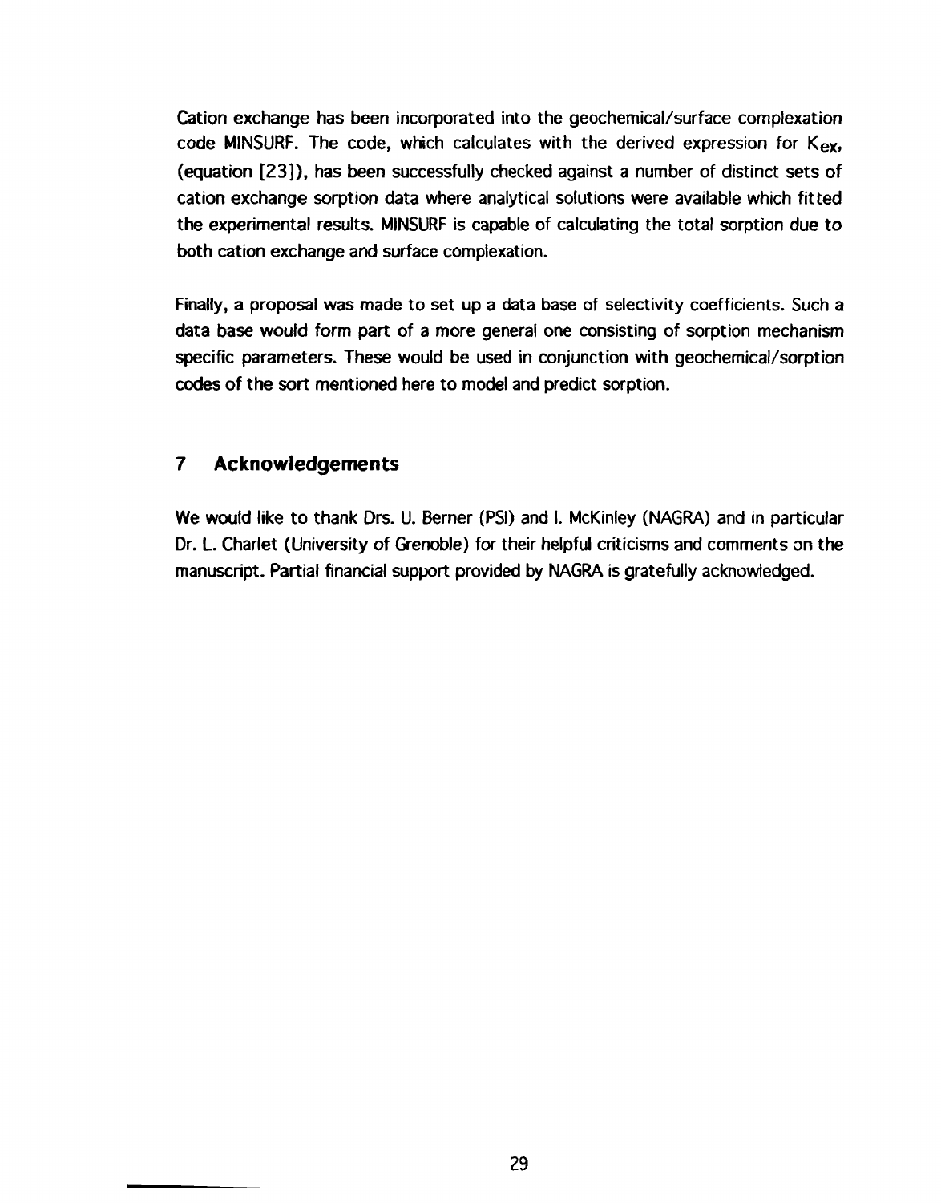Cation exchange has been incorporated into the geochemical/surface complexation code MINSURF. The code, which calculates with the derived expression for $K_{ex}$, (equation [23]), has been successfully checked against a number of distinct sets of cation exchange sorption data where analytical solutions were available which fitted the experimental results. MINSURF is capable of calculating the total sorption due to both cation exchange and surface complexation.

Finally, a proposal was made to set up a data base of selectivity coefficients. Such a data base would form part of a more general one consisting of sorption mechanism specific parameters. These would be used in conjunction with geochemical/sorption codes of the sort mentioned here to model and predict sorption.

## 7 Acknowledgements

We would like to thank Drs. U. Berner (PSI) and I. McKinley (NAGRA) and in particular Dr. L. Charlet (University of Grenoble) for their helpful criticisms and comments on the manuscript. Partial financial support provided by NAGRA is gratefully acknowledged.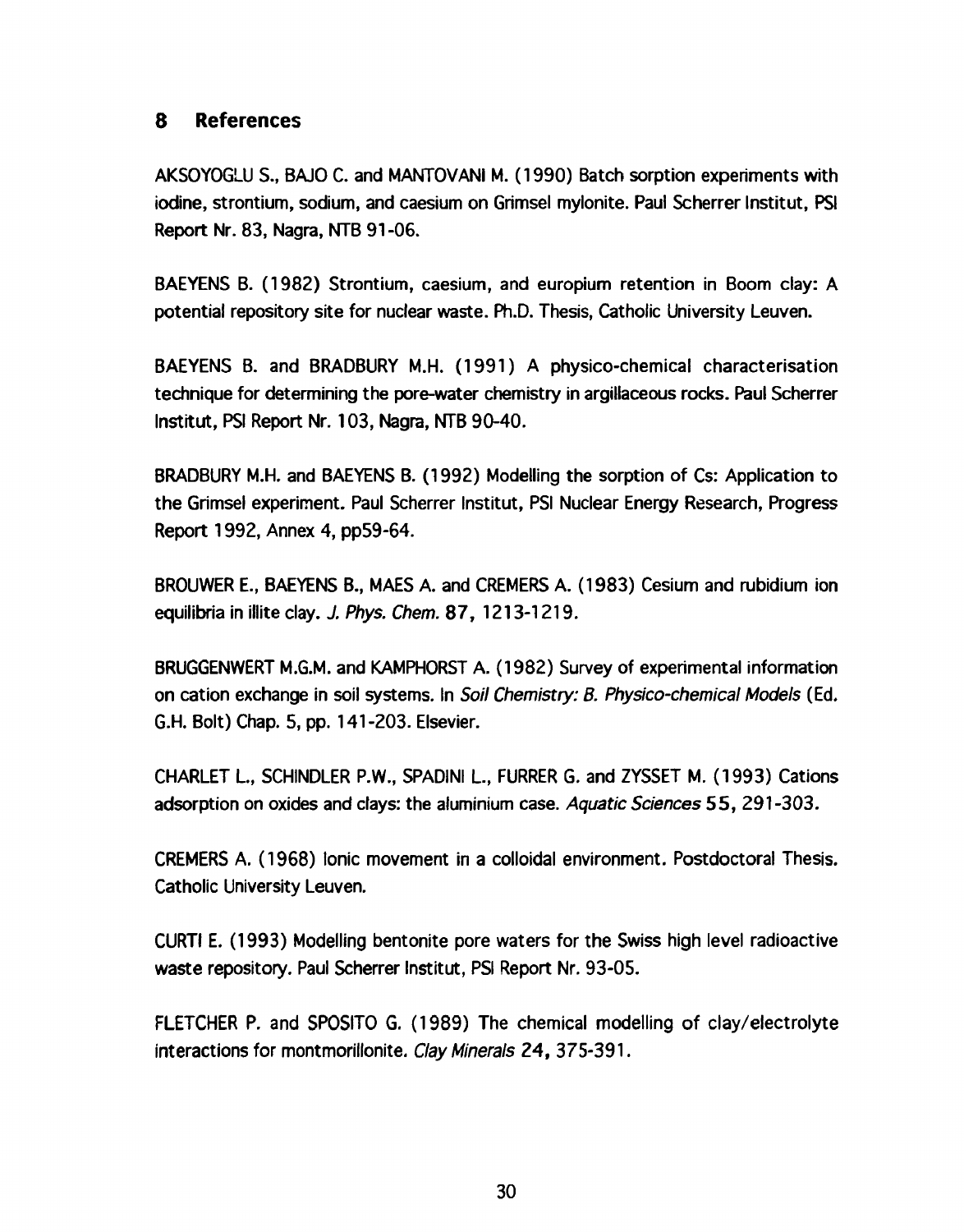## 8 References

AKSOYOGLU S., BAJO C. and MANTOVANI M. (1990) Batch sorption experiments with iodine, strontium, sodium, and caesium on Grimsel mylonite. Paul Scherrer Institut, PSI Report Nr. 83, Nagra, NTB 91-06.

BAEYENS B. (1982) Strontium, caesium, and europium retention in Boom clay: A potential repository site for nuclear waste. Ph.D. Thesis, Catholic University Leuven.

BAEYENS B. and BRADBURY M.H. (1991) A physico-chemical characterisation technique for determining the pore-water chemistry in argillaceous rocks. Paul Scherrer Institut, PSI Report Nr. 103, Nagra, NTB 90-40.

BRADBURY M.H. and BAEYENS B. (1992) Modelling the sorption of Cs: Application to the Grimsel experiment. Paul Scherrer Institut, PSI Nuclear Energy Research, Progress Report 1992, Annex 4, pp59-64.

BROUWER E., BAEYENS B., MAES A. and CREMERS A. (1983) Cesium and rubidium ion equilibria in illite clay. *J. Phys. Chem.* **87**, 1213-1219.

BRUGGENWERT M.G.M. and KAMPHORST A. (1982) Survey of experimental information on cation exchange in soil systems. In *Soil Chemistry: B. Physico-chemical Models* (Ed. G.H. Bolt) Chap. 5, pp. 141-203. Elsevier.

CHARLET L., SCHINDLER P.W., SPADINI L., FURRER G. and ZYSSET M. (1993) Cations adsorption on oxides and clays: the aluminium case. *Aquatic Sciences* **55**, 291-303.

CREMERS A. (1968) Ionic movement in a colloidal environment. Postdoctoral Thesis. Catholic University Leuven.

CURTI E. (1993) Modelling bentonite pore waters for the Swiss high level radioactive waste repository. Paul Scherrer Institut, PSI Report Nr. 93-05.

FLETCHER P. and SPOSITO G. (1989) The chemical modelling of clay/electrolyte interactions for montmorillonite. *Clay Minerals* **24**, 375-391.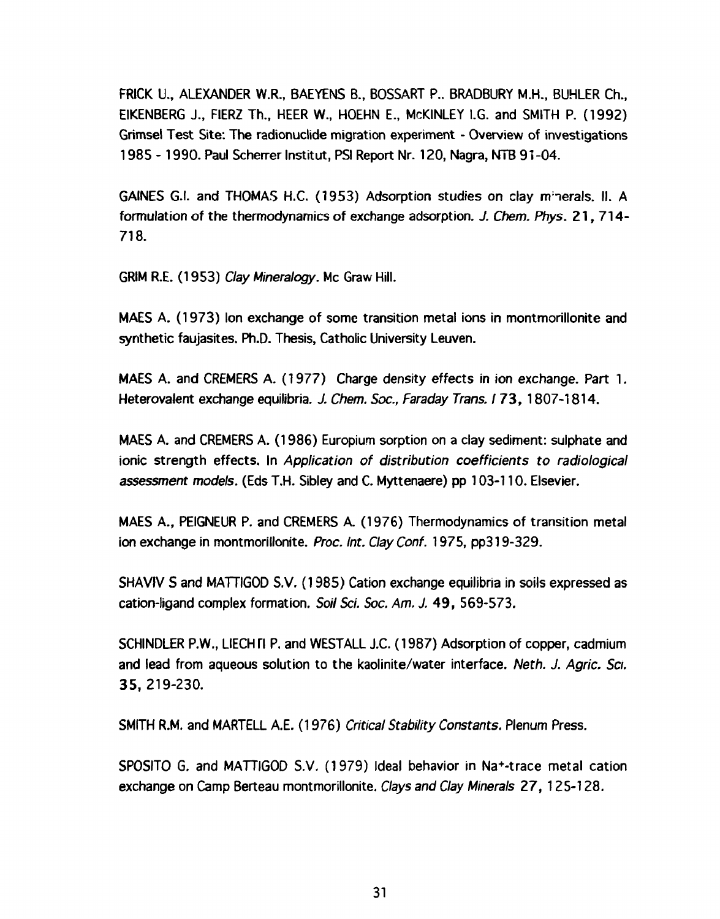FRICK U., ALEXANDER W.R., BAEYENS B., BOSSART P., BRADBURY M.H., BUHLER Ch., EIKENBERG J., FIERZ Th., HEER W., HOEHN E., McKINLEY I.G. and SMITH P. (1992) Grimsel Test Site: The radionuclide migration experiment - Overview of investigations 1985 - 1990. Paul Scherrer Institut, PSI Report Nr. 120, Nagra, NTB 91-04.

GAINES G.I. and THOMAS H.C. (1953) Adsorption studies on clay minerals. II. A formulation of the thermodynamics of exchange adsorption. *J. Chem. Phys.* **21**, 714-718.

GRIM R.E. (1953) *Clay Mineralogy*. Mc Graw Hill.

MAES A. (1973) Ion exchange of some transition metal ions in montmorillonite and synthetic faujasites. Ph.D. Thesis, Catholic University Leuven.

MAES A. and CREMERS A. (1977) Charge density effects in ion exchange. Part 1. Heterovalent exchange equilibria. *J. Chem. Soc., Faraday Trans. I* **73**, 1807-1814.

MAES A. and CREMERS A. (1986) Europium sorption on a clay sediment: sulphate and ionic strength effects. In *Application of distribution coefficients to radiological assessment models*. (Eds T.H. Sibley and C. Myttenaere) pp 103-110. Elsevier.

MAES A., PEIGNEUR P. and CREMERS A. (1976) Thermodynamics of transition metal ion exchange in montmorillonite. *Proc. Int. Clay Conf.* 1975, pp319-329.

SHAVIV S and MATTIGOD S.V. (1985) Cation exchange equilibria in soils expressed as cation-ligand complex formation. *Soil Sci. Soc. Am. J.* **49**, 569-573.

SCHINDLER P.W., LIECHTI P. and WESTALL J.C. (1987) Adsorption of copper, cadmium and lead from aqueous solution to the kaolinite/water interface. *Neth. J. Agric. Sci.* **35**, 219-230.

SMITH R.M. and MARTELL A.E. (1976) *Critical Stability Constants*. Plenum Press.

SPOSITO G. and MATTIGOD S.V. (1979) Ideal behavior in $Na^{+}$-trace metal cation exchange on Camp Berteau montmorillonite. *Clays and Clay Minerals* **27**, 125-128.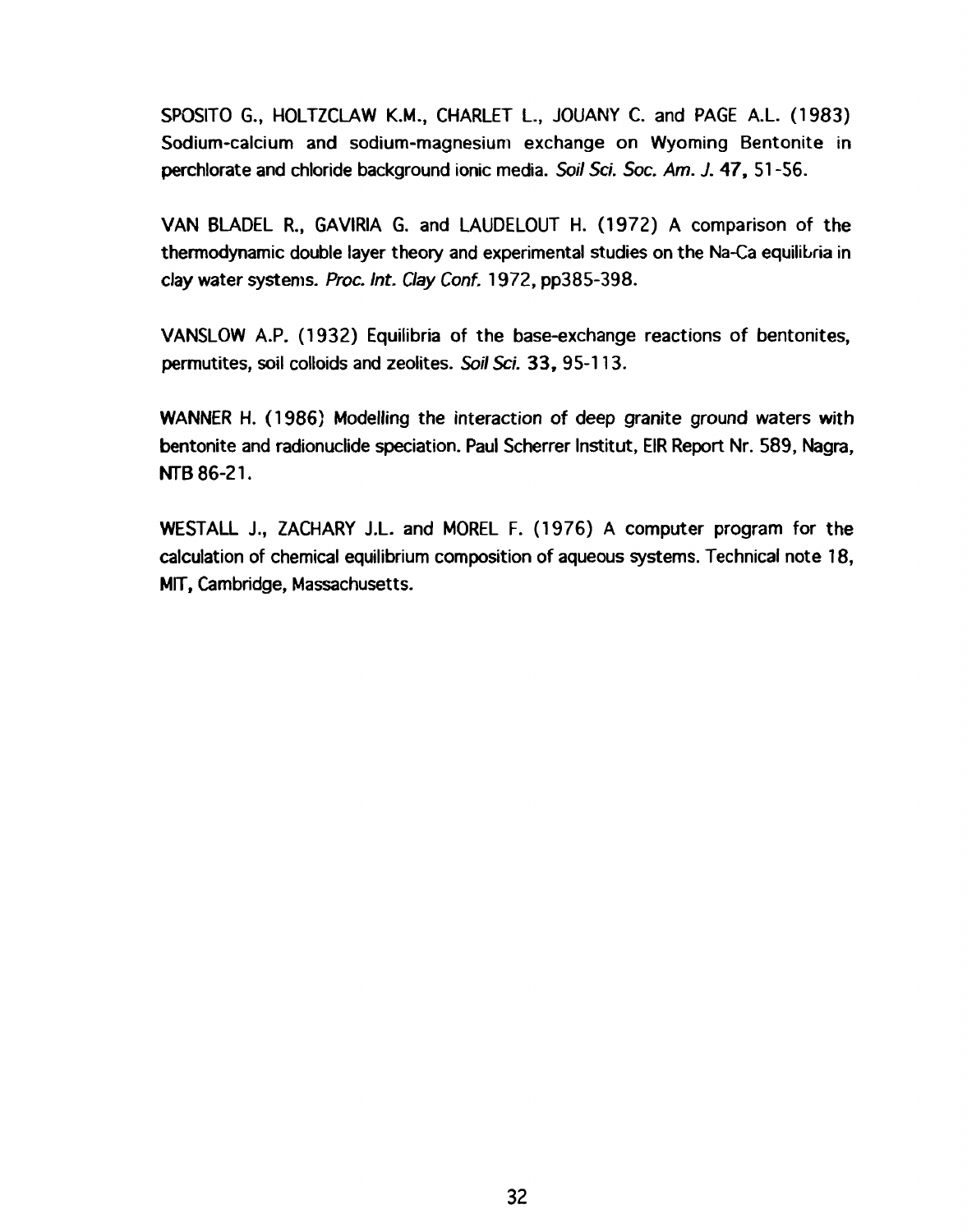SPOSITO G., HOLTZCLAW K.M., CHARLET L., JOUANY C. and PAGE A.L. (1983) Sodium-calcium and sodium-magnesium exchange on Wyoming Bentonite in perchlorate and chloride background ionic media. *Soil Sci. Soc. Am. J.* **47**, 51-56.

VAN BLADEL R., GAVIRIA G. and LAUDELOUT H. (1972) A comparison of the thermodynamic double layer theory and experimental studies on the Na-Ca equilibria in clay water systems. *Proc. Int. Clay Conf.* 1972, pp385-398.

VANSLOW A.P. (1932) Equilibria of the base-exchange reactions of bentonites, permutites, soil colloids and zeolites. *Soil Sci.* **33**, 95-113.

WANNER H. (1986) Modelling the interaction of deep granite ground waters with bentonite and radionuclide speciation. Paul Scherrer Institut, EIR Report Nr. 589, Nagra, NTB 86-21.

WESTALL J., ZACHARY J.L. and MOREL F. (1976) A computer program for the calculation of chemical equilibrium composition of aqueous systems. Technical note 18, MIT, Cambridge, Massachusetts.